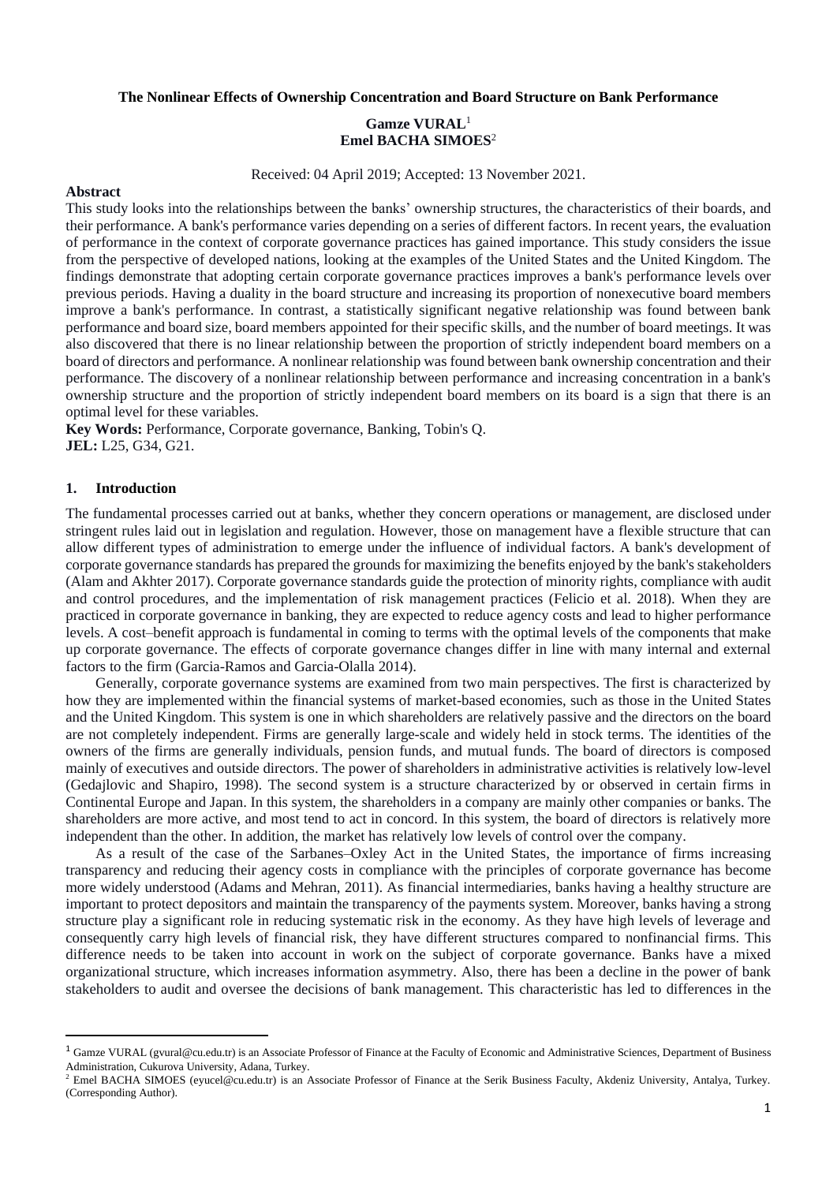**The Nonlinear Effects of Ownership Concentration and Board Structure on Bank Performance**

**Gamze VURAL**[1]
**Emel BACHA SIMOES**[2]

Received: 04 April 2019; Accepted: 13 November 2021.

**Abstract**

This study looks into the relationships between the banks' ownership structures, the characteristics of their boards, and their performance. A bank's performance varies depending on a series of different factors. In recent years, the evaluation of performance in the context of corporate governance practices has gained importance. This study considers the issue from the perspective of developed nations, looking at the examples of the United States and the United Kingdom. The findings demonstrate that adopting certain corporate governance practices improves a bank's performance levels over previous periods. Having a duality in the board structure and increasing its proportion of nonexecutive board members improve a bank's performance. In contrast, a statistically significant negative relationship was found between bank performance and board size, board members appointed for their specific skills, and the number of board meetings. It was also discovered that there is no linear relationship between the proportion of strictly independent board members on a board of directors and performance. A nonlinear relationship was found between bank ownership concentration and their performance. The discovery of a nonlinear relationship between performance and increasing concentration in a bank's ownership structure and the proportion of strictly independent board members on its board is a sign that there is an optimal level for these variables.

**Key Words:** Performance, Corporate governance, Banking, Tobin's Q.
**JEL:** L25, G34, G21.

## 1. Introduction

The fundamental processes carried out at banks, whether they concern operations or management, are disclosed under stringent rules laid out in legislation and regulation. However, those on management have a flexible structure that can allow different types of administration to emerge under the influence of individual factors. A bank's development of corporate governance standards has prepared the grounds for maximizing the benefits enjoyed by the bank's stakeholders (Alam and Akhter 2017). Corporate governance standards guide the protection of minority rights, compliance with audit and control procedures, and the implementation of risk management practices (Felicio et al. 2018). When they are practiced in corporate governance in banking, they are expected to reduce agency costs and lead to higher performance levels. A cost–benefit approach is fundamental in coming to terms with the optimal levels of the components that make up corporate governance. The effects of corporate governance changes differ in line with many internal and external factors to the firm (Garcia-Ramos and Garcia-Olalla 2014).

Generally, corporate governance systems are examined from two main perspectives. The first is characterized by how they are implemented within the financial systems of market-based economies, such as those in the United States and the United Kingdom. This system is one in which shareholders are relatively passive and the directors on the board are not completely independent. Firms are generally large-scale and widely held in stock terms. The identities of the owners of the firms are generally individuals, pension funds, and mutual funds. The board of directors is composed mainly of executives and outside directors. The power of shareholders in administrative activities is relatively low-level (Gedajlovic and Shapiro, 1998). The second system is a structure characterized by or observed in certain firms in Continental Europe and Japan. In this system, the shareholders in a company are mainly other companies or banks. The shareholders are more active, and most tend to act in concord. In this system, the board of directors is relatively more independent than the other. In addition, the market has relatively low levels of control over the company.

As a result of the case of the Sarbanes–Oxley Act in the United States, the importance of firms increasing transparency and reducing their agency costs in compliance with the principles of corporate governance has become more widely understood (Adams and Mehran, 2011). As financial intermediaries, banks having a healthy structure are important to protect depositors and maintain the transparency of the payments system. Moreover, banks having a strong structure play a significant role in reducing systematic risk in the economy. As they have high levels of leverage and consequently carry high levels of financial risk, they have different structures compared to nonfinancial firms. This difference needs to be taken into account in work on the subject of corporate governance. Banks have a mixed organizational structure, which increases information asymmetry. Also, there has been a decline in the power of bank stakeholders to audit and oversee the decisions of bank management. This characteristic has led to differences in the

---

[1] Gamze VURAL (gvural@cu.edu.tr) is an Associate Professor of Finance at the Faculty of Economic and Administrative Sciences, Department of Business Administration, Cukurova University, Adana, Turkey.

[2] Emel BACHA SIMOES (eyucel@cu.edu.tr) is an Associate Professor of Finance at the Serik Business Faculty, Akdeniz University, Antalya, Turkey. (Corresponding Author).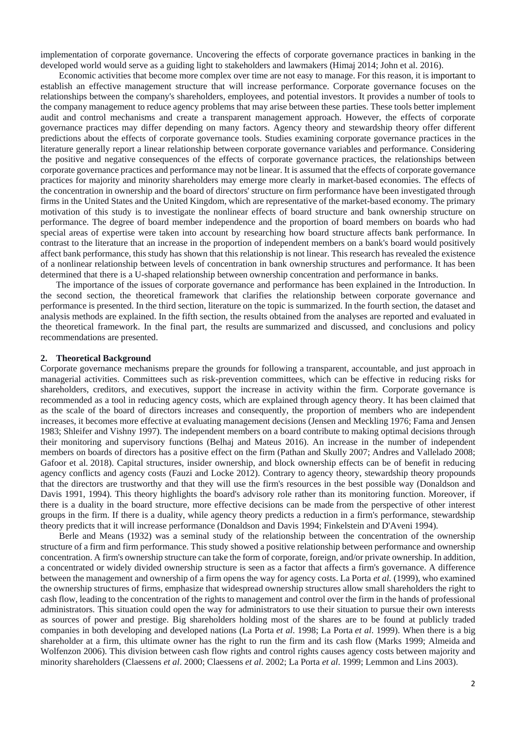implementation of corporate governance. Uncovering the effects of corporate governance practices in banking in the developed world would serve as a guiding light to stakeholders and lawmakers (Himaj 2014; John et al. 2016).

Economic activities that become more complex over time are not easy to manage. For this reason, it is important to establish an effective management structure that will increase performance. Corporate governance focuses on the relationships between the company's shareholders, employees, and potential investors. It provides a number of tools to the company management to reduce agency problems that may arise between these parties. These tools better implement audit and control mechanisms and create a transparent management approach. However, the effects of corporate governance practices may differ depending on many factors. Agency theory and stewardship theory offer different predictions about the effects of corporate governance tools. Studies examining corporate governance practices in the literature generally report a linear relationship between corporate governance variables and performance. Considering the positive and negative consequences of the effects of corporate governance practices, the relationships between corporate governance practices and performance may not be linear. It is assumed that the effects of corporate governance practices for majority and minority shareholders may emerge more clearly in market-based economies. The effects of the concentration in ownership and the board of directors' structure on firm performance have been investigated through firms in the United States and the United Kingdom, which are representative of the market-based economy. The primary motivation of this study is to investigate the nonlinear effects of board structure and bank ownership structure on performance. The degree of board member independence and the proportion of board members on boards who had special areas of expertise were taken into account by researching how board structure affects bank performance. In contrast to the literature that an increase in the proportion of independent members on a bank's board would positively affect bank performance, this study has shown that this relationship is not linear. This research has revealed the existence of a nonlinear relationship between levels of concentration in bank ownership structures and performance. It has been determined that there is a U-shaped relationship between ownership concentration and performance in banks.

The importance of the issues of corporate governance and performance has been explained in the Introduction. In the second section, the theoretical framework that clarifies the relationship between corporate governance and performance is presented. In the third section, literature on the topic is summarized. In the fourth section, the dataset and analysis methods are explained. In the fifth section, the results obtained from the analyses are reported and evaluated in the theoretical framework. In the final part, the results are summarized and discussed, and conclusions and policy recommendations are presented.

## 2. Theoretical Background

Corporate governance mechanisms prepare the grounds for following a transparent, accountable, and just approach in managerial activities. Committees such as risk-prevention committees, which can be effective in reducing risks for shareholders, creditors, and executives, support the increase in activity within the firm. Corporate governance is recommended as a tool in reducing agency costs, which are explained through agency theory. It has been claimed that as the scale of the board of directors increases and consequently, the proportion of members who are independent increases, it becomes more effective at evaluating management decisions (Jensen and Meckling 1976; Fama and Jensen 1983; Shleifer and Vishny 1997). The independent members on a board contribute to making optimal decisions through their monitoring and supervisory functions (Belhaj and Mateus 2016). An increase in the number of independent members on boards of directors has a positive effect on the firm (Pathan and Skully 2007; Andres and Vallelado 2008; Gafoor et al. 2018). Capital structures, insider ownership, and block ownership effects can be of benefit in reducing agency conflicts and agency costs (Fauzi and Locke 2012). Contrary to agency theory, stewardship theory propounds that the directors are trustworthy and that they will use the firm's resources in the best possible way (Donaldson and Davis 1991, 1994). This theory highlights the board's advisory role rather than its monitoring function. Moreover, if there is a duality in the board structure, more effective decisions can be made from the perspective of other interest groups in the firm. If there is a duality, while agency theory predicts a reduction in a firm's performance, stewardship theory predicts that it will increase performance (Donaldson and Davis 1994; Finkelstein and D'Aveni 1994).

Berle and Means (1932) was a seminal study of the relationship between the concentration of the ownership structure of a firm and firm performance. This study showed a positive relationship between performance and ownership concentration. A firm's ownership structure can take the form of corporate, foreign, and/or private ownership. In addition, a concentrated or widely divided ownership structure is seen as a factor that affects a firm's governance. A difference between the management and ownership of a firm opens the way for agency costs. La Porta *et al.* (1999), who examined the ownership structures of firms, emphasize that widespread ownership structures allow small shareholders the right to cash flow, leading to the concentration of the rights to management and control over the firm in the hands of professional administrators. This situation could open the way for administrators to use their situation to pursue their own interests as sources of power and prestige. Big shareholders holding most of the shares are to be found at publicly traded companies in both developing and developed nations (La Porta *et al*. 1998; La Porta *et al*. 1999). When there is a big shareholder at a firm, this ultimate owner has the right to run the firm and its cash flow (Marks 1999; Almeida and Wolfenzon 2006). This division between cash flow rights and control rights causes agency costs between majority and minority shareholders (Claessens *et al*. 2000; Claessens *et al*. 2002; La Porta *et al*. 1999; Lemmon and Lins 2003).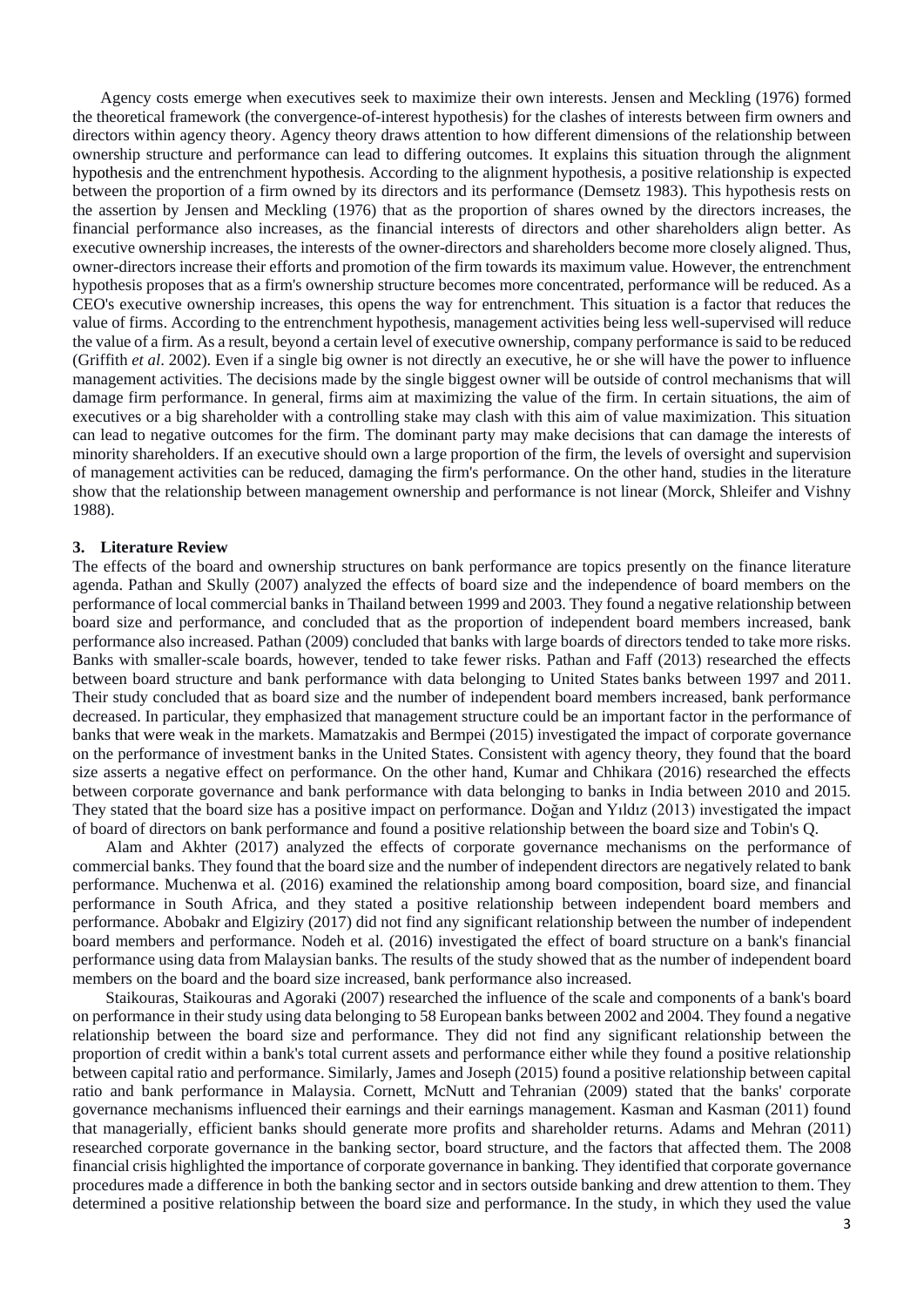Agency costs emerge when executives seek to maximize their own interests. Jensen and Meckling (1976) formed the theoretical framework (the convergence-of-interest hypothesis) for the clashes of interests between firm owners and directors within agency theory. Agency theory draws attention to how different dimensions of the relationship between ownership structure and performance can lead to differing outcomes. It explains this situation through the alignment hypothesis and the entrenchment hypothesis. According to the alignment hypothesis, a positive relationship is expected between the proportion of a firm owned by its directors and its performance (Demsetz 1983). This hypothesis rests on the assertion by Jensen and Meckling (1976) that as the proportion of shares owned by the directors increases, the financial performance also increases, as the financial interests of directors and other shareholders align better. As executive ownership increases, the interests of the owner-directors and shareholders become more closely aligned. Thus, owner-directors increase their efforts and promotion of the firm towards its maximum value. However, the entrenchment hypothesis proposes that as a firm's ownership structure becomes more concentrated, performance will be reduced. As a CEO's executive ownership increases, this opens the way for entrenchment. This situation is a factor that reduces the value of firms. According to the entrenchment hypothesis, management activities being less well-supervised will reduce the value of a firm. As a result, beyond a certain level of executive ownership, company performance is said to be reduced (Griffith *et al*. 2002). Even if a single big owner is not directly an executive, he or she will have the power to influence management activities. The decisions made by the single biggest owner will be outside of control mechanisms that will damage firm performance. In general, firms aim at maximizing the value of the firm. In certain situations, the aim of executives or a big shareholder with a controlling stake may clash with this aim of value maximization. This situation can lead to negative outcomes for the firm. The dominant party may make decisions that can damage the interests of minority shareholders. If an executive should own a large proportion of the firm, the levels of oversight and supervision of management activities can be reduced, damaging the firm's performance. On the other hand, studies in the literature show that the relationship between management ownership and performance is not linear (Morck, Shleifer and Vishny 1988).

## 3. Literature Review

The effects of the board and ownership structures on bank performance are topics presently on the finance literature agenda. Pathan and Skully (2007) analyzed the effects of board size and the independence of board members on the performance of local commercial banks in Thailand between 1999 and 2003. They found a negative relationship between board size and performance, and concluded that as the proportion of independent board members increased, bank performance also increased. Pathan (2009) concluded that banks with large boards of directors tended to take more risks. Banks with smaller-scale boards, however, tended to take fewer risks. Pathan and Faff (2013) researched the effects between board structure and bank performance with data belonging to United States banks between 1997 and 2011. Their study concluded that as board size and the number of independent board members increased, bank performance decreased. In particular, they emphasized that management structure could be an important factor in the performance of banks that were weak in the markets. Mamatzakis and Bermpei (2015) investigated the impact of corporate governance on the performance of investment banks in the United States. Consistent with agency theory, they found that the board size asserts a negative effect on performance. On the other hand, Kumar and Chhikara (2016) researched the effects between corporate governance and bank performance with data belonging to banks in India between 2010 and 2015. They stated that the board size has a positive impact on performance. Doğan and Yıldız (2013) investigated the impact of board of directors on bank performance and found a positive relationship between the board size and Tobin's Q.

Alam and Akhter (2017) analyzed the effects of corporate governance mechanisms on the performance of commercial banks. They found that the board size and the number of independent directors are negatively related to bank performance. Muchenwa et al. (2016) examined the relationship among board composition, board size, and financial performance in South Africa, and they stated a positive relationship between independent board members and performance. Abobakr and Elgiziry (2017) did not find any significant relationship between the number of independent board members and performance. Nodeh et al. (2016) investigated the effect of board structure on a bank's financial performance using data from Malaysian banks. The results of the study showed that as the number of independent board members on the board and the board size increased, bank performance also increased.

Staikouras, Staikouras and Agoraki (2007) researched the influence of the scale and components of a bank's board on performance in their study using data belonging to 58 European banks between 2002 and 2004. They found a negative relationship between the board size and performance. They did not find any significant relationship between the proportion of credit within a bank's total current assets and performance either while they found a positive relationship between capital ratio and performance. Similarly, James and Joseph (2015) found a positive relationship between capital ratio and bank performance in Malaysia. Cornett, McNutt and Tehranian (2009) stated that the banks' corporate governance mechanisms influenced their earnings and their earnings management. Kasman and Kasman (2011) found that managerially, efficient banks should generate more profits and shareholder returns. Adams and Mehran (2011) researched corporate governance in the banking sector, board structure, and the factors that affected them. The 2008 financial crisis highlighted the importance of corporate governance in banking. They identified that corporate governance procedures made a difference in both the banking sector and in sectors outside banking and drew attention to them. They determined a positive relationship between the board size and performance. In the study, in which they used the value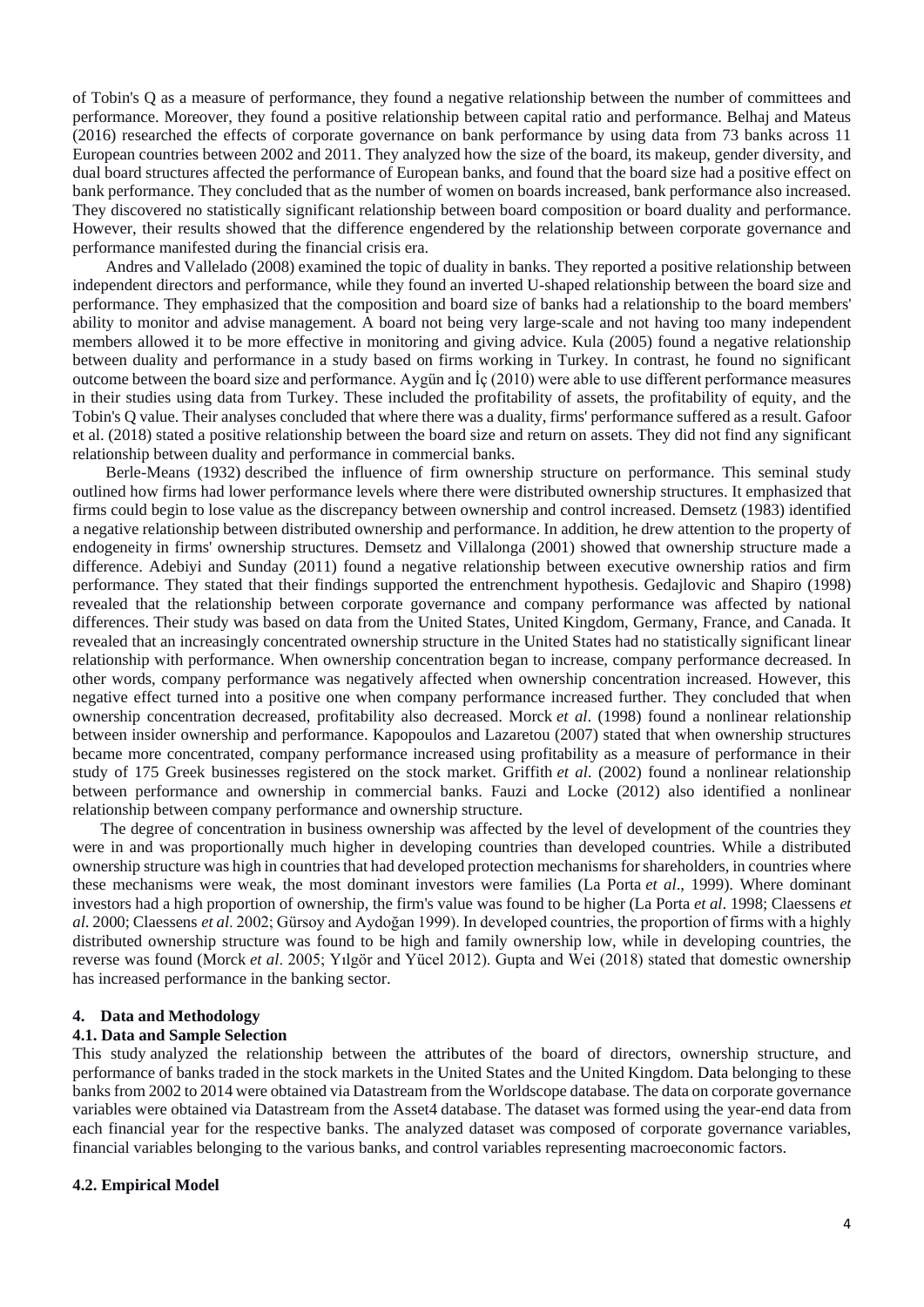of Tobin's Q as a measure of performance, they found a negative relationship between the number of committees and performance. Moreover, they found a positive relationship between capital ratio and performance. Belhaj and Mateus (2016) researched the effects of corporate governance on bank performance by using data from 73 banks across 11 European countries between 2002 and 2011. They analyzed how the size of the board, its makeup, gender diversity, and dual board structures affected the performance of European banks, and found that the board size had a positive effect on bank performance. They concluded that as the number of women on boards increased, bank performance also increased. They discovered no statistically significant relationship between board composition or board duality and performance. However, their results showed that the difference engendered by the relationship between corporate governance and performance manifested during the financial crisis era.

Andres and Vallelado (2008) examined the topic of duality in banks. They reported a positive relationship between independent directors and performance, while they found an inverted U-shaped relationship between the board size and performance. They emphasized that the composition and board size of banks had a relationship to the board members' ability to monitor and advise management. A board not being very large-scale and not having too many independent members allowed it to be more effective in monitoring and giving advice. Kula (2005) found a negative relationship between duality and performance in a study based on firms working in Turkey. In contrast, he found no significant outcome between the board size and performance. Aygün and İç (2010) were able to use different performance measures in their studies using data from Turkey. These included the profitability of assets, the profitability of equity, and the Tobin's Q value. Their analyses concluded that where there was a duality, firms' performance suffered as a result. Gafoor et al. (2018) stated a positive relationship between the board size and return on assets. They did not find any significant relationship between duality and performance in commercial banks.

Berle-Means (1932) described the influence of firm ownership structure on performance. This seminal study outlined how firms had lower performance levels where there were distributed ownership structures. It emphasized that firms could begin to lose value as the discrepancy between ownership and control increased. Demsetz (1983) identified a negative relationship between distributed ownership and performance. In addition, he drew attention to the property of endogeneity in firms' ownership structures. Demsetz and Villalonga (2001) showed that ownership structure made a difference. Adebiyi and Sunday (2011) found a negative relationship between executive ownership ratios and firm performance. They stated that their findings supported the entrenchment hypothesis. Gedajlovic and Shapiro (1998) revealed that the relationship between corporate governance and company performance was affected by national differences. Their study was based on data from the United States, United Kingdom, Germany, France, and Canada. It revealed that an increasingly concentrated ownership structure in the United States had no statistically significant linear relationship with performance. When ownership concentration began to increase, company performance decreased. In other words, company performance was negatively affected when ownership concentration increased. However, this negative effect turned into a positive one when company performance increased further. They concluded that when ownership concentration decreased, profitability also decreased. Morck *et al.* (1998) found a nonlinear relationship between insider ownership and performance. Kapopoulos and Lazaretou (2007) stated that when ownership structures became more concentrated, company performance increased using profitability as a measure of performance in their study of 175 Greek businesses registered on the stock market. Griffith *et al.* (2002) found a nonlinear relationship between performance and ownership in commercial banks. Fauzi and Locke (2012) also identified a nonlinear relationship between company performance and ownership structure.

The degree of concentration in business ownership was affected by the level of development of the countries they were in and was proportionally much higher in developing countries than developed countries. While a distributed ownership structure was high in countries that had developed protection mechanisms for shareholders, in countries where these mechanisms were weak, the most dominant investors were families (La Porta *et al*., 1999). Where dominant investors had a high proportion of ownership, the firm's value was found to be higher (La Porta *et al*. 1998; Claessens *et al*. 2000; Claessens *et al*. 2002; Gürsoy and Aydoğan 1999). In developed countries, the proportion of firms with a highly distributed ownership structure was found to be high and family ownership low, while in developing countries, the reverse was found (Morck *et al*. 2005; Yılgör and Yücel 2012). Gupta and Wei (2018) stated that domestic ownership has increased performance in the banking sector.

## 4. Data and Methodology

### 4.1. Data and Sample Selection

This study analyzed the relationship between the attributes of the board of directors, ownership structure, and performance of banks traded in the stock markets in the United States and the United Kingdom. Data belonging to these banks from 2002 to 2014 were obtained via Datastream from the Worldscope database. The data on corporate governance variables were obtained via Datastream from the Asset4 database. The dataset was formed using the year-end data from each financial year for the respective banks. The analyzed dataset was composed of corporate governance variables, financial variables belonging to the various banks, and control variables representing macroeconomic factors.

### 4.2. Empirical Model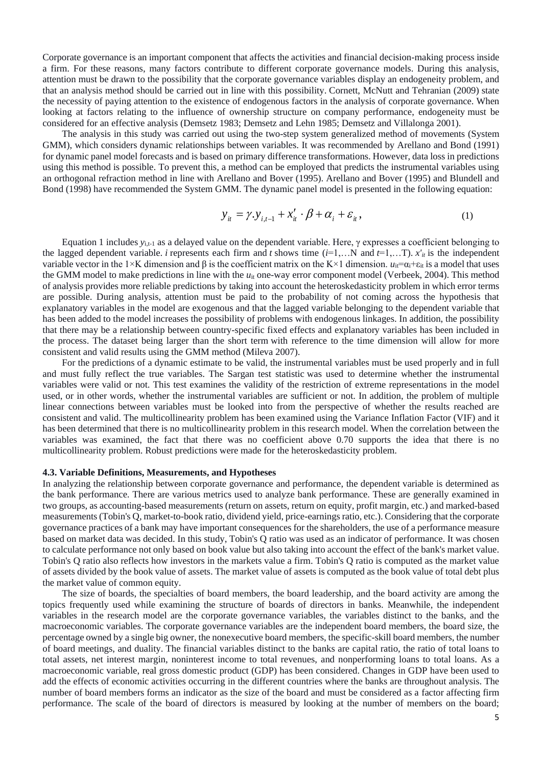Corporate governance is an important component that affects the activities and financial decision-making process inside a firm. For these reasons, many factors contribute to different corporate governance models. During this analysis, attention must be drawn to the possibility that the corporate governance variables display an endogeneity problem, and that an analysis method should be carried out in line with this possibility. Cornett, McNutt and Tehranian (2009) state the necessity of paying attention to the existence of endogenous factors in the analysis of corporate governance. When looking at factors relating to the influence of ownership structure on company performance, endogeneity must be considered for an effective analysis (Demsetz 1983; Demsetz and Lehn 1985; Demsetz and Villalonga 2001).

The analysis in this study was carried out using the two-step system generalized method of movements (System GMM), which considers dynamic relationships between variables. It was recommended by Arellano and Bond (1991) for dynamic panel model forecasts and is based on primary difference transformations. However, data loss in predictions using this method is possible. To prevent this, a method can be employed that predicts the instrumental variables using an orthogonal refraction method in line with Arellano and Bover (1995). Arellano and Bover (1995) and Blundell and Bond (1998) have recommended the System GMM. The dynamic panel model is presented in the following equation:

$$y_{it} = \gamma . y_{i,t-1} + x'_{it} \cdot \beta + \alpha_i + \varepsilon_{it}, \qquad (1)$$

Equation 1 includes $y_{i,t-1}$ as a delayed value on the dependent variable. Here, $\gamma$ expresses a coefficient belonging to the lagged dependent variable. $i$ represents each firm and $t$ shows time ($i$=1,…N and $t$=1,…T). $x'_{it}$ is the independent variable vector in the 1×K dimension and $\beta$ is the coefficient matrix on the K×1 dimension. $u_{it}=\alpha_i+\varepsilon_{it}$ is a model that uses the GMM model to make predictions in line with the $u_{it}$ one-way error component model (Verbeek, 2004). This method of analysis provides more reliable predictions by taking into account the heteroskedasticity problem in which error terms are possible. During analysis, attention must be paid to the probability of not coming across the hypothesis that explanatory variables in the model are exogenous and that the lagged variable belonging to the dependent variable that has been added to the model increases the possibility of problems with endogenous linkages. In addition, the possibility that there may be a relationship between country-specific fixed effects and explanatory variables has been included in the process. The dataset being larger than the short term with reference to the time dimension will allow for more consistent and valid results using the GMM method (Mileva 2007).

For the predictions of a dynamic estimate to be valid, the instrumental variables must be used properly and in full and must fully reflect the true variables. The Sargan test statistic was used to determine whether the instrumental variables were valid or not. This test examines the validity of the restriction of extreme representations in the model used, or in other words, whether the instrumental variables are sufficient or not. In addition, the problem of multiple linear connections between variables must be looked into from the perspective of whether the results reached are consistent and valid. The multicollinearity problem has been examined using the Variance Inflation Factor (VIF) and it has been determined that there is no multicollinearity problem in this research model. When the correlation between the variables was examined, the fact that there was no coefficient above 0.70 supports the idea that there is no multicollinearity problem. Robust predictions were made for the heteroskedasticity problem.

### 4.3. Variable Definitions, Measurements, and Hypotheses

In analyzing the relationship between corporate governance and performance, the dependent variable is determined as the bank performance. There are various metrics used to analyze bank performance. These are generally examined in two groups, as accounting-based measurements (return on assets, return on equity, profit margin, etc.) and marked-based measurements (Tobin's Q, market-to-book ratio, dividend yield, price-earnings ratio, etc.). Considering that the corporate governance practices of a bank may have important consequences for the shareholders, the use of a performance measure based on market data was decided. In this study, Tobin's Q ratio was used as an indicator of performance. It was chosen to calculate performance not only based on book value but also taking into account the effect of the bank's market value. Tobin's Q ratio also reflects how investors in the markets value a firm. Tobin's Q ratio is computed as the market value of assets divided by the book value of assets. The market value of assets is computed as the book value of total debt plus the market value of common equity.

The size of boards, the specialties of board members, the board leadership, and the board activity are among the topics frequently used while examining the structure of boards of directors in banks. Meanwhile, the independent variables in the research model are the corporate governance variables, the variables distinct to the banks, and the macroeconomic variables. The corporate governance variables are the independent board members, the board size, the percentage owned by a single big owner, the nonexecutive board members, the specific-skill board members, the number of board meetings, and duality. The financial variables distinct to the banks are capital ratio, the ratio of total loans to total assets, net interest margin, noninterest income to total revenues, and nonperforming loans to total loans. As a macroeconomic variable, real gross domestic product (GDP) has been considered. Changes in GDP have been used to add the effects of economic activities occurring in the different countries where the banks are throughout analysis. The number of board members forms an indicator as the size of the board and must be considered as a factor affecting firm performance. The scale of the board of directors is measured by looking at the number of members on the board;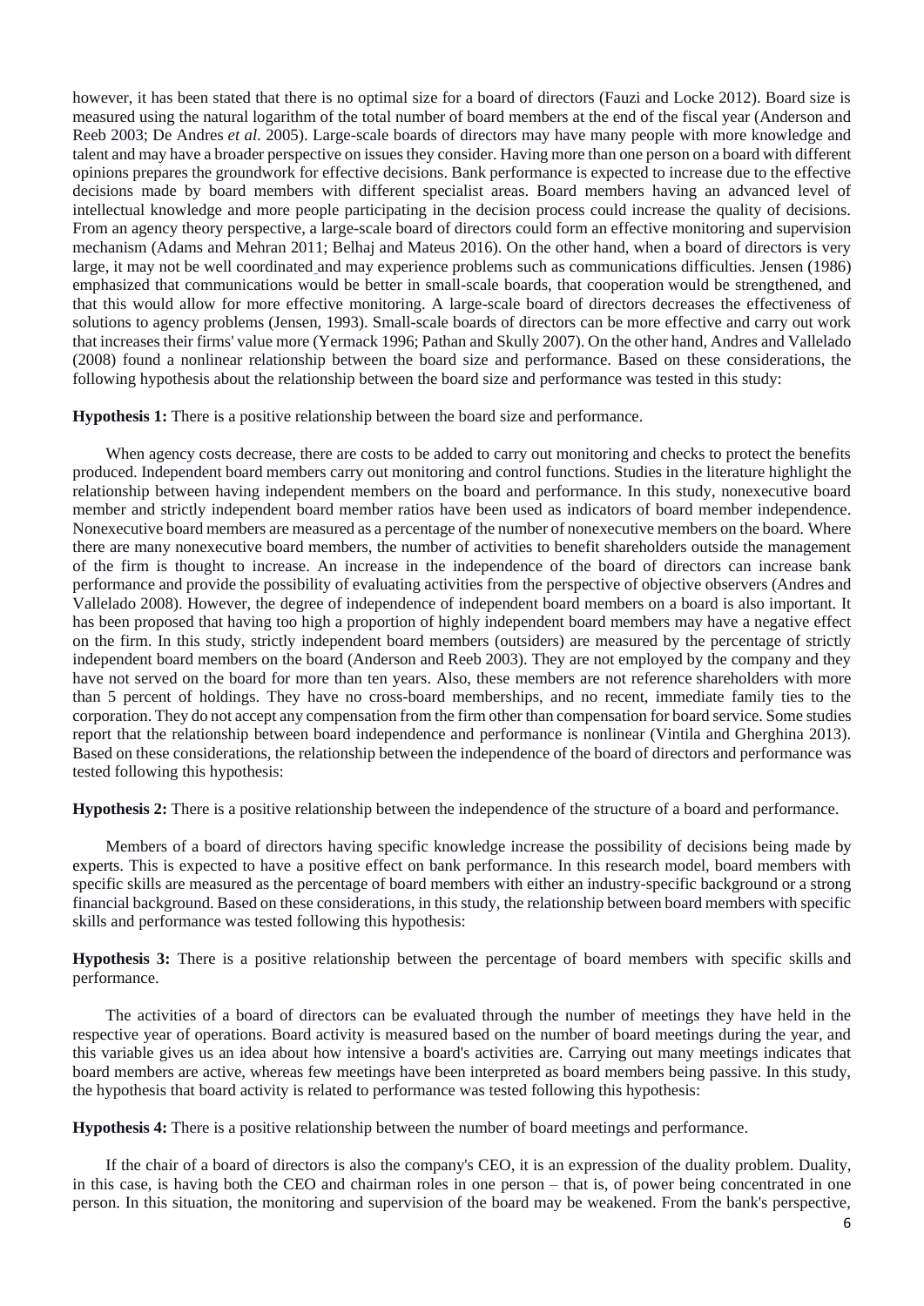however, it has been stated that there is no optimal size for a board of directors (Fauzi and Locke 2012). Board size is measured using the natural logarithm of the total number of board members at the end of the fiscal year (Anderson and Reeb 2003; De Andres *et al.* 2005). Large-scale boards of directors may have many people with more knowledge and talent and may have a broader perspective on issues they consider. Having more than one person on a board with different opinions prepares the groundwork for effective decisions. Bank performance is expected to increase due to the effective decisions made by board members with different specialist areas. Board members having an advanced level of intellectual knowledge and more people participating in the decision process could increase the quality of decisions. From an agency theory perspective, a large-scale board of directors could form an effective monitoring and supervision mechanism (Adams and Mehran 2011; Belhaj and Mateus 2016). On the other hand, when a board of directors is very large, it may not be well coordinated and may experience problems such as communications difficulties. Jensen (1986) emphasized that communications would be better in small-scale boards, that cooperation would be strengthened, and that this would allow for more effective monitoring. A large-scale board of directors decreases the effectiveness of solutions to agency problems (Jensen, 1993). Small-scale boards of directors can be more effective and carry out work that increases their firms' value more (Yermack 1996; Pathan and Skully 2007). On the other hand, Andres and Vallelado (2008) found a nonlinear relationship between the board size and performance. Based on these considerations, the following hypothesis about the relationship between the board size and performance was tested in this study:

**Hypothesis 1:** There is a positive relationship between the board size and performance.

When agency costs decrease, there are costs to be added to carry out monitoring and checks to protect the benefits produced. Independent board members carry out monitoring and control functions. Studies in the literature highlight the relationship between having independent members on the board and performance. In this study, nonexecutive board member and strictly independent board member ratios have been used as indicators of board member independence. Nonexecutive board members are measured as a percentage of the number of nonexecutive members on the board. Where there are many nonexecutive board members, the number of activities to benefit shareholders outside the management of the firm is thought to increase. An increase in the independence of the board of directors can increase bank performance and provide the possibility of evaluating activities from the perspective of objective observers (Andres and Vallelado 2008). However, the degree of independence of independent board members on a board is also important. It has been proposed that having too high a proportion of highly independent board members may have a negative effect on the firm. In this study, strictly independent board members (outsiders) are measured by the percentage of strictly independent board members on the board (Anderson and Reeb 2003). They are not employed by the company and they have not served on the board for more than ten years. Also, these members are not reference shareholders with more than 5 percent of holdings. They have no cross-board memberships, and no recent, immediate family ties to the corporation. They do not accept any compensation from the firm other than compensation for board service. Some studies report that the relationship between board independence and performance is nonlinear (Vintila and Gherghina 2013). Based on these considerations, the relationship between the independence of the board of directors and performance was tested following this hypothesis:

**Hypothesis 2:** There is a positive relationship between the independence of the structure of a board and performance.

Members of a board of directors having specific knowledge increase the possibility of decisions being made by experts. This is expected to have a positive effect on bank performance. In this research model, board members with specific skills are measured as the percentage of board members with either an industry-specific background or a strong financial background. Based on these considerations, in this study, the relationship between board members with specific skills and performance was tested following this hypothesis:

**Hypothesis 3:** There is a positive relationship between the percentage of board members with specific skills and performance.

The activities of a board of directors can be evaluated through the number of meetings they have held in the respective year of operations. Board activity is measured based on the number of board meetings during the year, and this variable gives us an idea about how intensive a board's activities are. Carrying out many meetings indicates that board members are active, whereas few meetings have been interpreted as board members being passive. In this study, the hypothesis that board activity is related to performance was tested following this hypothesis:

**Hypothesis 4:** There is a positive relationship between the number of board meetings and performance.

If the chair of a board of directors is also the company's CEO, it is an expression of the duality problem. Duality, in this case, is having both the CEO and chairman roles in one person – that is, of power being concentrated in one person. In this situation, the monitoring and supervision of the board may be weakened. From the bank's perspective,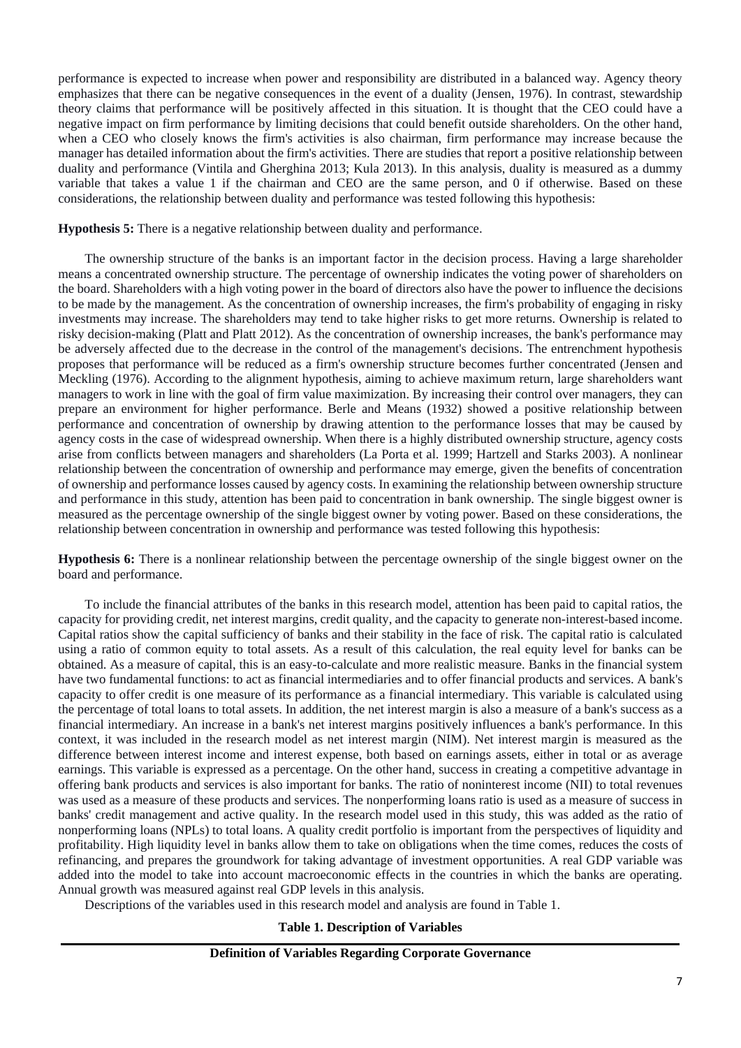performance is expected to increase when power and responsibility are distributed in a balanced way. Agency theory emphasizes that there can be negative consequences in the event of a duality (Jensen, 1976). In contrast, stewardship theory claims that performance will be positively affected in this situation. It is thought that the CEO could have a negative impact on firm performance by limiting decisions that could benefit outside shareholders. On the other hand, when a CEO who closely knows the firm's activities is also chairman, firm performance may increase because the manager has detailed information about the firm's activities. There are studies that report a positive relationship between duality and performance (Vintila and Gherghina 2013; Kula 2013). In this analysis, duality is measured as a dummy variable that takes a value 1 if the chairman and CEO are the same person, and 0 if otherwise. Based on these considerations, the relationship between duality and performance was tested following this hypothesis:

**Hypothesis 5:** There is a negative relationship between duality and performance.

The ownership structure of the banks is an important factor in the decision process. Having a large shareholder means a concentrated ownership structure. The percentage of ownership indicates the voting power of shareholders on the board. Shareholders with a high voting power in the board of directors also have the power to influence the decisions to be made by the management. As the concentration of ownership increases, the firm's probability of engaging in risky investments may increase. The shareholders may tend to take higher risks to get more returns. Ownership is related to risky decision-making (Platt and Platt 2012). As the concentration of ownership increases, the bank's performance may be adversely affected due to the decrease in the control of the management's decisions. The entrenchment hypothesis proposes that performance will be reduced as a firm's ownership structure becomes further concentrated (Jensen and Meckling (1976). According to the alignment hypothesis, aiming to achieve maximum return, large shareholders want managers to work in line with the goal of firm value maximization. By increasing their control over managers, they can prepare an environment for higher performance. Berle and Means (1932) showed a positive relationship between performance and concentration of ownership by drawing attention to the performance losses that may be caused by agency costs in the case of widespread ownership. When there is a highly distributed ownership structure, agency costs arise from conflicts between managers and shareholders (La Porta et al. 1999; Hartzell and Starks 2003). A nonlinear relationship between the concentration of ownership and performance may emerge, given the benefits of concentration of ownership and performance losses caused by agency costs. In examining the relationship between ownership structure and performance in this study, attention has been paid to concentration in bank ownership. The single biggest owner is measured as the percentage ownership of the single biggest owner by voting power. Based on these considerations, the relationship between concentration in ownership and performance was tested following this hypothesis:

**Hypothesis 6:** There is a nonlinear relationship between the percentage ownership of the single biggest owner on the board and performance.

To include the financial attributes of the banks in this research model, attention has been paid to capital ratios, the capacity for providing credit, net interest margins, credit quality, and the capacity to generate non-interest-based income. Capital ratios show the capital sufficiency of banks and their stability in the face of risk. The capital ratio is calculated using a ratio of common equity to total assets. As a result of this calculation, the real equity level for banks can be obtained. As a measure of capital, this is an easy-to-calculate and more realistic measure. Banks in the financial system have two fundamental functions: to act as financial intermediaries and to offer financial products and services. A bank's capacity to offer credit is one measure of its performance as a financial intermediary. This variable is calculated using the percentage of total loans to total assets. In addition, the net interest margin is also a measure of a bank's success as a financial intermediary. An increase in a bank's net interest margins positively influences a bank's performance. In this context, it was included in the research model as net interest margin (NIM). Net interest margin is measured as the difference between interest income and interest expense, both based on earnings assets, either in total or as average earnings. This variable is expressed as a percentage. On the other hand, success in creating a competitive advantage in offering bank products and services is also important for banks. The ratio of noninterest income (NII) to total revenues was used as a measure of these products and services. The nonperforming loans ratio is used as a measure of success in banks' credit management and active quality. In the research model used in this study, this was added as the ratio of nonperforming loans (NPLs) to total loans. A quality credit portfolio is important from the perspectives of liquidity and profitability. High liquidity level in banks allow them to take on obligations when the time comes, reduces the costs of refinancing, and prepares the groundwork for taking advantage of investment opportunities. A real GDP variable was added into the model to take into account macroeconomic effects in the countries in which the banks are operating. Annual growth was measured against real GDP levels in this analysis.

Descriptions of the variables used in this research model and analysis are found in Table 1.

**Table 1. Description of Variables**

**Definition of Variables Regarding Corporate Governance**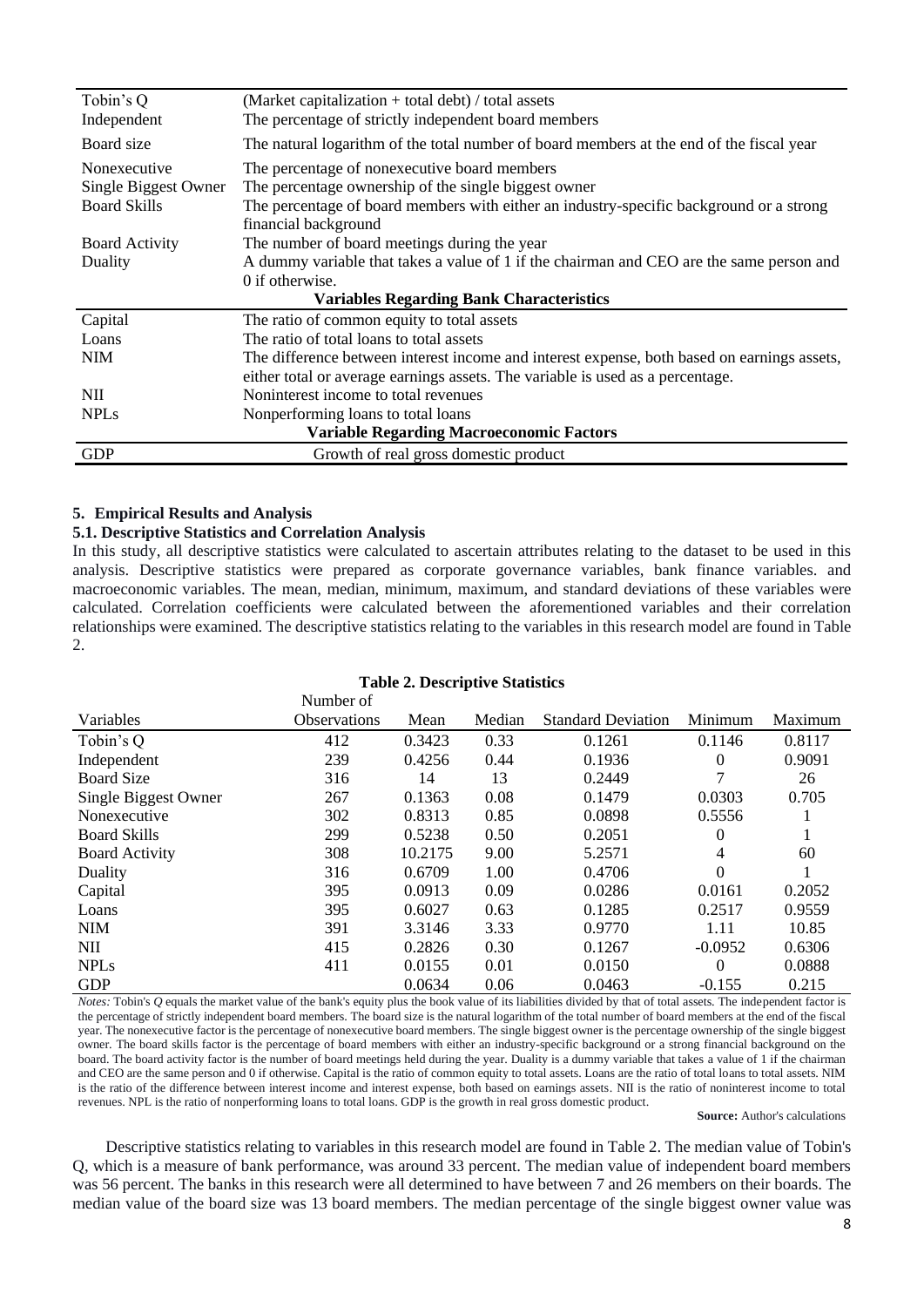| | |
|---|---|
| Tobin's Q | (Market capitalization + total debt) / total assets |
| Independent | The percentage of strictly independent board members |
| Board size | The natural logarithm of the total number of board members at the end of the fiscal year |
| Nonexecutive | The percentage of nonexecutive board members |
| Single Biggest Owner | The percentage ownership of the single biggest owner |
| Board Skills | The percentage of board members with either an industry-specific background or a strong financial background |
| Board Activity | The number of board meetings during the year |
| Duality | A dummy variable that takes a value of 1 if the chairman and CEO are the same person and 0 if otherwise. |
| **Variables Regarding Bank Characteristics** | |
| Capital | The ratio of common equity to total assets |
| Loans | The ratio of total loans to total assets |
| NIM | The difference between interest income and interest expense, both based on earnings assets, either total or average earnings assets. The variable is used as a percentage. |
| NII | Noninterest income to total revenues |
| NPLs | Nonperforming loans to total loans |
| **Variable Regarding Macroeconomic Factors** | |
| GDP | Growth of real gross domestic product |

## 5. Empirical Results and Analysis

### 5.1. Descriptive Statistics and Correlation Analysis

In this study, all descriptive statistics were calculated to ascertain attributes relating to the dataset to be used in this analysis. Descriptive statistics were prepared as corporate governance variables, bank finance variables. and macroeconomic variables. The mean, median, minimum, maximum, and standard deviations of these variables were calculated. Correlation coefficients were calculated between the aforementioned variables and their correlation relationships were examined. The descriptive statistics relating to the variables in this research model are found in Table 2.

**Table 2. Descriptive Statistics**

| Variables | Number of Observations | Mean | Median | Standard Deviation | Minimum | Maximum |
|---|---|---|---|---|---|---|
| Tobin's Q | 412 | 0.3423 | 0.33 | 0.1261 | 0.1146 | 0.8117 |
| Independent | 239 | 0.4256 | 0.44 | 0.1936 | 0 | 0.9091 |
| Board Size | 316 | 14 | 13 | 0.2449 | 7 | 26 |
| Single Biggest Owner | 267 | 0.1363 | 0.08 | 0.1479 | 0.0303 | 0.705 |
| Nonexecutive | 302 | 0.8313 | 0.85 | 0.0898 | 0.5556 | 1 |
| Board Skills | 299 | 0.5238 | 0.50 | 0.2051 | 0 | 1 |
| Board Activity | 308 | 10.2175 | 9.00 | 5.2571 | 4 | 60 |
| Duality | 316 | 0.6709 | 1.00 | 0.4706 | 0 | 1 |
| Capital | 395 | 0.0913 | 0.09 | 0.0286 | 0.0161 | 0.2052 |
| Loans | 395 | 0.6027 | 0.63 | 0.1285 | 0.2517 | 0.9559 |
| NIM | 391 | 3.3146 | 3.33 | 0.9770 | 1.11 | 10.85 |
| NII | 415 | 0.2826 | 0.30 | 0.1267 | -0.0952 | 0.6306 |
| NPLs | 411 | 0.0155 | 0.01 | 0.0150 | 0 | 0.0888 |
| GDP | | 0.0634 | 0.06 | 0.0463 | -0.155 | 0.215 |

*Notes:* Tobin's *Q* equals the market value of the bank's equity plus the book value of its liabilities divided by that of total assets. The independent factor is the percentage of strictly independent board members. The board size is the natural logarithm of the total number of board members at the end of the fiscal year. The nonexecutive factor is the percentage of nonexecutive board members. The single biggest owner is the percentage ownership of the single biggest owner. The board skills factor is the percentage of board members with either an industry-specific background or a strong financial background on the board. The board activity factor is the number of board meetings held during the year. Duality is a dummy variable that takes a value of 1 if the chairman and CEO are the same person and 0 if otherwise. Capital is the ratio of common equity to total assets. Loans are the ratio of total loans to total assets. NIM is the ratio of the difference between interest income and interest expense, both based on earnings assets. NII is the ratio of noninterest income to total revenues. NPL is the ratio of nonperforming loans to total loans. GDP is the growth in real gross domestic product.

**Source:** Author's calculations

Descriptive statistics relating to variables in this research model are found in Table 2. The median value of Tobin's Q, which is a measure of bank performance, was around 33 percent. The median value of independent board members was 56 percent. The banks in this research were all determined to have between 7 and 26 members on their boards. The median value of the board size was 13 board members. The median percentage of the single biggest owner value was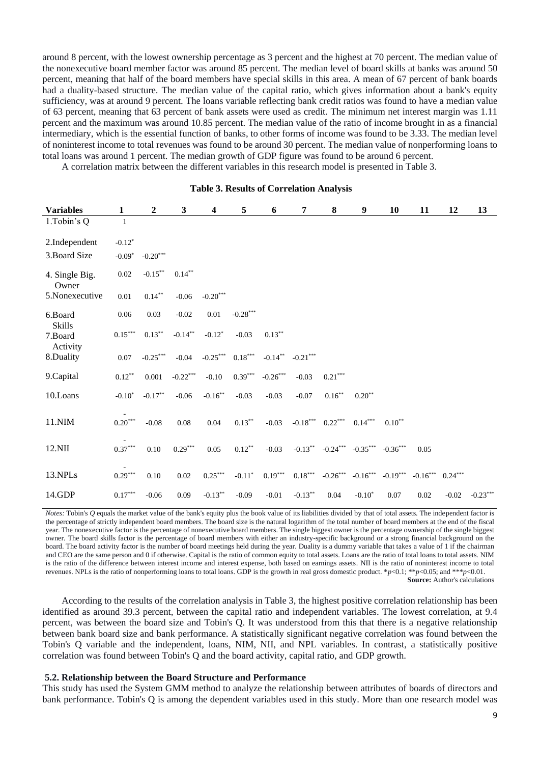around 8 percent, with the lowest ownership percentage as 3 percent and the highest at 70 percent. The median value of the nonexecutive board member factor was around 85 percent. The median level of board skills at banks was around 50 percent, meaning that half of the board members have special skills in this area. A mean of 67 percent of bank boards had a duality-based structure. The median value of the capital ratio, which gives information about a bank's equity sufficiency, was at around 9 percent. The loans variable reflecting bank credit ratios was found to have a median value of 63 percent, meaning that 63 percent of bank assets were used as credit. The minimum net interest margin was 1.11 percent and the maximum was around 10.85 percent. The median value of the ratio of income brought in as a financial intermediary, which is the essential function of banks, to other forms of income was found to be 3.33. The median level of noninterest income to total revenues was found to be around 30 percent. The median value of nonperforming loans to total loans was around 1 percent. The median growth of GDP figure was found to be around 6 percent.

A correlation matrix between the different variables in this research model is presented in Table 3.

**Table 3. Results of Correlation Analysis**

| Variables | 1 | 2 | 3 | 4 | 5 | 6 | 7 | 8 | 9 | 10 | 11 | 12 | 13 |
|---|---|---|---|---|---|---|---|---|---|---|---|---|---|
| 1.Tobin's Q | 1 | | | | | | | | | | | | |
| 2.Independent | -0.12* | | | | | | | | | | | | |
| 3.Board Size | -0.09* | -0.20*** | | | | | | | | | | | |
| 4. Single Big. Owner | 0.02 | -0.15** | 0.14** | | | | | | | | | | |
| 5.Nonexecutive | 0.01 | 0.14** | -0.06 | -0.20*** | | | | | | | | | |
| 6.Board Skills | 0.06 | 0.03 | -0.02 | 0.01 | -0.28*** | | | | | | | | |
| 7.Board Activity | 0.15*** | 0.13** | -0.14** | -0.12* | -0.03 | 0.13** | | | | | | | |
| 8.Duality | 0.07 | -0.25*** | -0.04 | -0.25*** | 0.18*** | -0.14** | -0.21*** | | | | | | |
| 9.Capital | 0.12** | 0.001 | -0.22*** | -0.10 | 0.39*** | -0.26*** | -0.03 | 0.21*** | | | | | |
| 10.Loans | -0.10* | -0.17** | -0.06 | -0.16** | -0.03 | -0.03 | -0.07 | 0.16** | 0.20** | | | | |
| 11.NIM | -0.20*** | -0.08 | 0.08 | 0.04 | 0.13** | -0.03 | -0.18*** | 0.22*** | 0.14*** | 0.10** | | | |
| 12.NII | -0.37*** | 0.10 | 0.29*** | 0.05 | 0.12** | -0.03 | -0.13** | -0.24*** | -0.35*** | -0.36*** | 0.05 | | |
| 13.NPLs | -0.29*** | 0.10 | 0.02 | 0.25*** | -0.11* | 0.19*** | 0.18*** | -0.26*** | -0.16*** | -0.19*** | -0.16*** | 0.24*** | |
| 14.GDP | 0.17*** | -0.06 | 0.09 | -0.13** | -0.09 | -0.01 | -0.13** | 0.04 | -0.10* | 0.07 | 0.02 | -0.02 | -0.23*** |

*Notes:* Tobin's *Q* equals the market value of the bank's equity plus the book value of its liabilities divided by that of total assets. The independent factor is the percentage of strictly independent board members. The board size is the natural logarithm of the total number of board members at the end of the fiscal year. The nonexecutive factor is the percentage of nonexecutive board members. The single biggest owner is the percentage ownership of the single biggest owner. The board skills factor is the percentage of board members with either an industry-specific background or a strong financial background on the board. The board activity factor is the number of board meetings held during the year. Duality is a dummy variable that takes a value of 1 if the chairman and CEO are the same person and 0 if otherwise. Capital is the ratio of common equity to total assets. Loans are the ratio of total loans to total assets. NIM is the ratio of the difference between interest income and interest expense, both based on earnings assets. NII is the ratio of noninterest income to total revenues. NPLs is the ratio of nonperforming loans to total loans. GDP is the growth in real gross domestic product. *$p<0.1$; **$p<0.05$; and ***$p<0.01$.

**Source:** Author's calculations

According to the results of the correlation analysis in Table 3, the highest positive correlation relationship has been identified as around 39.3 percent, between the capital ratio and independent variables. The lowest correlation, at 9.4 percent, was between the board size and Tobin's Q. It was understood from this that there is a negative relationship between bank board size and bank performance. A statistically significant negative correlation was found between the Tobin's Q variable and the independent, loans, NIM, NII, and NPL variables. In contrast, a statistically positive correlation was found between Tobin's Q and the board activity, capital ratio, and GDP growth.

### 5.2. Relationship between the Board Structure and Performance

This study has used the System GMM method to analyze the relationship between attributes of boards of directors and bank performance. Tobin's Q is among the dependent variables used in this study. More than one research model was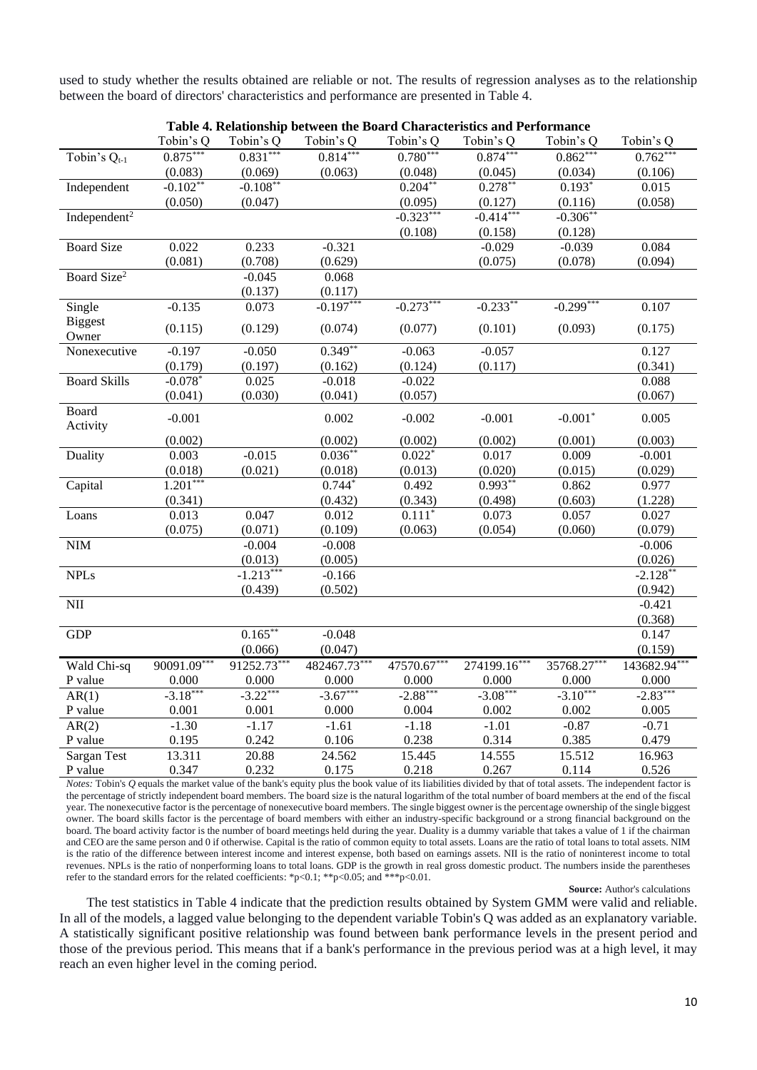used to study whether the results obtained are reliable or not. The results of regression analyses as to the relationship between the board of directors' characteristics and performance are presented in Table 4.

**Table 4. Relationship between the Board Characteristics and Performance**

| | Tobin's Q | Tobin's Q | Tobin's Q | Tobin's Q | Tobin's Q | Tobin's Q | Tobin's Q |
|---|---|---|---|---|---|---|---|
| Tobin's $Q_{t-1}$ | $0.875^{***}$ | $0.831^{***}$ | $0.814^{***}$ | $0.780^{***}$ | $0.874^{***}$ | $0.862^{***}$ | $0.762^{***}$ |
| | (0.083) | (0.069) | (0.063) | (0.048) | (0.045) | (0.034) | (0.106) |
| Independent | $-0.102^{**}$ | $-0.108^{**}$ | | $0.204^{**}$ | $0.278^{**}$ | $0.193^{*}$ | 0.015 |
| | (0.050) | (0.047) | | (0.095) | (0.127) | (0.116) | (0.058) |
| Independent$^2$ | | | | $-0.323^{***}$ | $-0.414^{***}$ | $-0.306^{**}$ | |
| | | | | (0.108) | (0.158) | (0.128) | |
| Board Size | 0.022 | 0.233 | -0.321 | | -0.029 | -0.039 | 0.084 |
| | (0.081) | (0.708) | (0.629) | | (0.075) | (0.078) | (0.094) |
| Board Size$^2$ | | -0.045 | 0.068 | | | | |
| | | (0.137) | (0.117) | | | | |
| Single | -0.135 | 0.073 | $-0.197^{***}$ | $-0.273^{***}$ | $-0.233^{**}$ | $-0.299^{***}$ | 0.107 |
| Biggest Owner | (0.115) | (0.129) | (0.074) | (0.077) | (0.101) | (0.093) | (0.175) |
| Nonexecutive | -0.197 | -0.050 | $0.349^{**}$ | -0.063 | -0.057 | | 0.127 |
| | (0.179) | (0.197) | (0.162) | (0.124) | (0.117) | | (0.341) |
| Board Skills | $-0.078^{*}$ | 0.025 | -0.018 | -0.022 | | | 0.088 |
| | (0.041) | (0.030) | (0.041) | (0.057) | | | (0.067) |
| Board Activity | -0.001 | | 0.002 | -0.002 | -0.001 | $-0.001^{*}$ | 0.005 |
| | (0.002) | | (0.002) | (0.002) | (0.002) | (0.001) | (0.003) |
| Duality | 0.003 | -0.015 | $0.036^{**}$ | $0.022^{*}$ | 0.017 | 0.009 | -0.001 |
| | (0.018) | (0.021) | (0.018) | (0.013) | (0.020) | (0.015) | (0.029) |
| Capital | $1.201^{***}$ | | $0.744^{*}$ | 0.492 | $0.993^{**}$ | 0.862 | 0.977 |
| | (0.341) | | (0.432) | (0.343) | (0.498) | (0.603) | (1.228) |
| Loans | 0.013 | 0.047 | 0.012 | $0.111^{*}$ | 0.073 | 0.057 | 0.027 |
| | (0.075) | (0.071) | (0.109) | (0.063) | (0.054) | (0.060) | (0.079) |
| NIM | | -0.004 | -0.008 | | | | -0.006 |
| | | (0.013) | (0.005) | | | | (0.026) |
| NPLs | | $-1.213^{***}$ | -0.166 | | | | $-2.128^{**}$ |
| | | (0.439) | (0.502) | | | | (0.942) |
| NII | | | | | | | -0.421 |
| | | | | | | | (0.368) |
| GDP | | $0.165^{**}$ | -0.048 | | | | 0.147 |
| | | (0.066) | (0.047) | | | | (0.159) |
| Wald Chi-sq | $90091.09^{***}$ | $91252.73^{***}$ | $482467.73^{***}$ | $47570.67^{***}$ | $274199.16^{***}$ | $35768.27^{***}$ | $143682.94^{***}$ |
| P value | 0.000 | 0.000 | 0.000 | 0.000 | 0.000 | 0.000 | 0.000 |
| AR(1) | $-3.18^{***}$ | $-3.22^{***}$ | $-3.67^{***}$ | $-2.88^{***}$ | $-3.08^{***}$ | $-3.10^{***}$ | $-2.83^{***}$ |
| P value | 0.001 | 0.001 | 0.000 | 0.004 | 0.002 | 0.002 | 0.005 |
| AR(2) | -1.30 | -1.17 | -1.61 | -1.18 | -1.01 | -0.87 | -0.71 |
| P value | 0.195 | 0.242 | 0.106 | 0.238 | 0.314 | 0.385 | 0.479 |
| Sargan Test | 13.311 | 20.88 | 24.562 | 15.445 | 14.555 | 15.512 | 16.963 |
| P value | 0.347 | 0.232 | 0.175 | 0.218 | 0.267 | 0.114 | 0.526 |

*Notes:* Tobin's *Q* equals the market value of the bank's equity plus the book value of its liabilities divided by that of total assets. The independent factor is the percentage of strictly independent board members. The board size is the natural logarithm of the total number of board members at the end of the fiscal year. The nonexecutive factor is the percentage of nonexecutive board members. The single biggest owner is the percentage ownership of the single biggest owner. The board skills factor is the percentage of board members with either an industry-specific background or a strong financial background on the board. The board activity factor is the number of board meetings held during the year. Duality is a dummy variable that takes a value of 1 if the chairman and CEO are the same person and 0 if otherwise. Capital is the ratio of common equity to total assets. Loans are the ratio of total loans to total assets. NIM is the ratio of the difference between interest income and interest expense, both based on earnings assets. NII is the ratio of noninterest income to total revenues. NPLs is the ratio of nonperforming loans to total loans. GDP is the growth in real gross domestic product. The numbers inside the parentheses refer to the standard errors for the related coefficients: *p<0.1; **p<0.05; and ***p<0.01.

**Source:** Author's calculations

The test statistics in Table 4 indicate that the prediction results obtained by System GMM were valid and reliable. In all of the models, a lagged value belonging to the dependent variable Tobin's Q was added as an explanatory variable. A statistically significant positive relationship was found between bank performance levels in the present period and those of the previous period. This means that if a bank's performance in the previous period was at a high level, it may reach an even higher level in the coming period.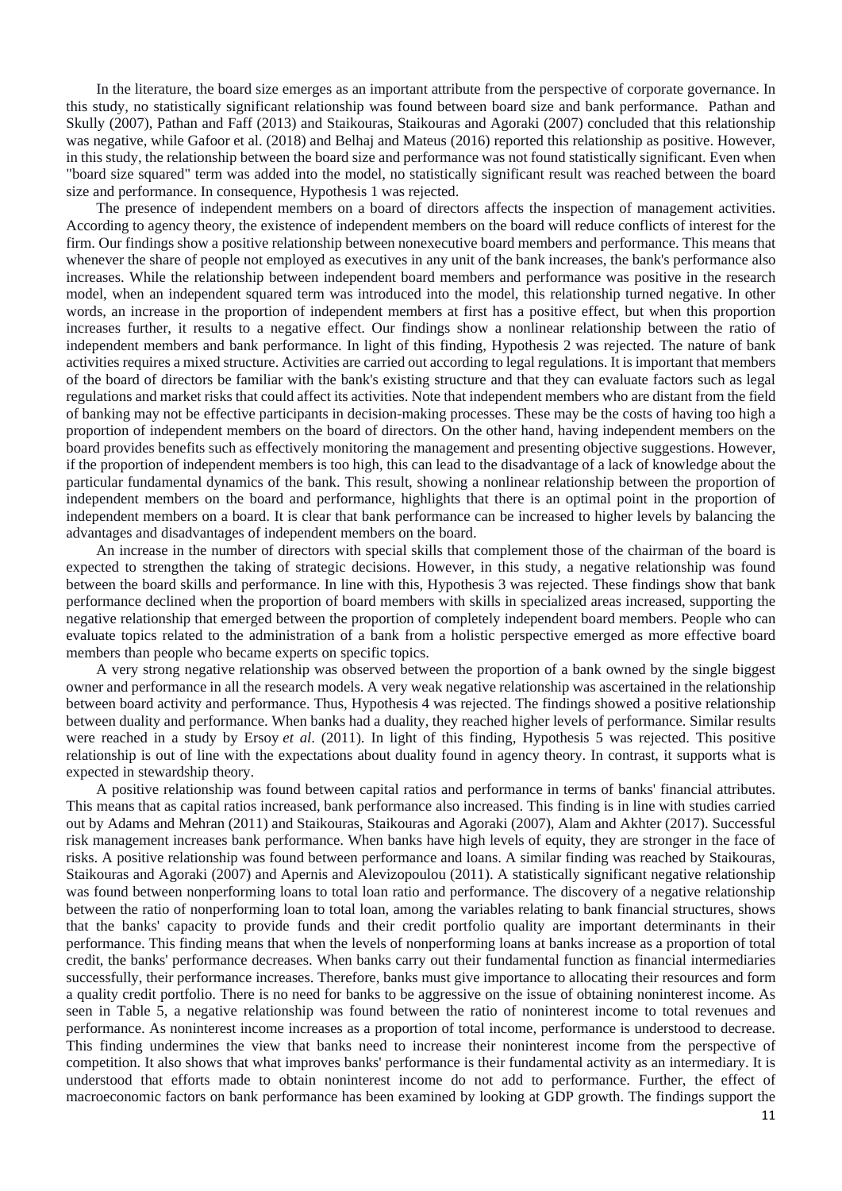In the literature, the board size emerges as an important attribute from the perspective of corporate governance. In this study, no statistically significant relationship was found between board size and bank performance. Pathan and Skully (2007), Pathan and Faff (2013) and Staikouras, Staikouras and Agoraki (2007) concluded that this relationship was negative, while Gafoor et al. (2018) and Belhaj and Mateus (2016) reported this relationship as positive. However, in this study, the relationship between the board size and performance was not found statistically significant. Even when "board size squared" term was added into the model, no statistically significant result was reached between the board size and performance. In consequence, Hypothesis 1 was rejected.

The presence of independent members on a board of directors affects the inspection of management activities. According to agency theory, the existence of independent members on the board will reduce conflicts of interest for the firm. Our findings show a positive relationship between nonexecutive board members and performance. This means that whenever the share of people not employed as executives in any unit of the bank increases, the bank's performance also increases. While the relationship between independent board members and performance was positive in the research model, when an independent squared term was introduced into the model, this relationship turned negative. In other words, an increase in the proportion of independent members at first has a positive effect, but when this proportion increases further, it results to a negative effect. Our findings show a nonlinear relationship between the ratio of independent members and bank performance. In light of this finding, Hypothesis 2 was rejected. The nature of bank activities requires a mixed structure. Activities are carried out according to legal regulations. It is important that members of the board of directors be familiar with the bank's existing structure and that they can evaluate factors such as legal regulations and market risks that could affect its activities. Note that independent members who are distant from the field of banking may not be effective participants in decision-making processes. These may be the costs of having too high a proportion of independent members on the board of directors. On the other hand, having independent members on the board provides benefits such as effectively monitoring the management and presenting objective suggestions. However, if the proportion of independent members is too high, this can lead to the disadvantage of a lack of knowledge about the particular fundamental dynamics of the bank. This result, showing a nonlinear relationship between the proportion of independent members on the board and performance, highlights that there is an optimal point in the proportion of independent members on a board. It is clear that bank performance can be increased to higher levels by balancing the advantages and disadvantages of independent members on the board.

An increase in the number of directors with special skills that complement those of the chairman of the board is expected to strengthen the taking of strategic decisions. However, in this study, a negative relationship was found between the board skills and performance. In line with this, Hypothesis 3 was rejected. These findings show that bank performance declined when the proportion of board members with skills in specialized areas increased, supporting the negative relationship that emerged between the proportion of completely independent board members. People who can evaluate topics related to the administration of a bank from a holistic perspective emerged as more effective board members than people who became experts on specific topics.

A very strong negative relationship was observed between the proportion of a bank owned by the single biggest owner and performance in all the research models. A very weak negative relationship was ascertained in the relationship between board activity and performance. Thus, Hypothesis 4 was rejected. The findings showed a positive relationship between duality and performance. When banks had a duality, they reached higher levels of performance. Similar results were reached in a study by Ersoy *et al*. (2011). In light of this finding, Hypothesis 5 was rejected. This positive relationship is out of line with the expectations about duality found in agency theory. In contrast, it supports what is expected in stewardship theory.

A positive relationship was found between capital ratios and performance in terms of banks' financial attributes. This means that as capital ratios increased, bank performance also increased. This finding is in line with studies carried out by Adams and Mehran (2011) and Staikouras, Staikouras and Agoraki (2007), Alam and Akhter (2017). Successful risk management increases bank performance. When banks have high levels of equity, they are stronger in the face of risks. A positive relationship was found between performance and loans. A similar finding was reached by Staikouras, Staikouras and Agoraki (2007) and Apernis and Alevizopoulou (2011). A statistically significant negative relationship was found between nonperforming loans to total loan ratio and performance. The discovery of a negative relationship between the ratio of nonperforming loan to total loan, among the variables relating to bank financial structures, shows that the banks' capacity to provide funds and their credit portfolio quality are important determinants in their performance. This finding means that when the levels of nonperforming loans at banks increase as a proportion of total credit, the banks' performance decreases. When banks carry out their fundamental function as financial intermediaries successfully, their performance increases. Therefore, banks must give importance to allocating their resources and form a quality credit portfolio. There is no need for banks to be aggressive on the issue of obtaining noninterest income. As seen in Table 5, a negative relationship was found between the ratio of noninterest income to total revenues and performance. As noninterest income increases as a proportion of total income, performance is understood to decrease. This finding undermines the view that banks need to increase their noninterest income from the perspective of competition. It also shows that what improves banks' performance is their fundamental activity as an intermediary. It is understood that efforts made to obtain noninterest income do not add to performance. Further, the effect of macroeconomic factors on bank performance has been examined by looking at GDP growth. The findings support the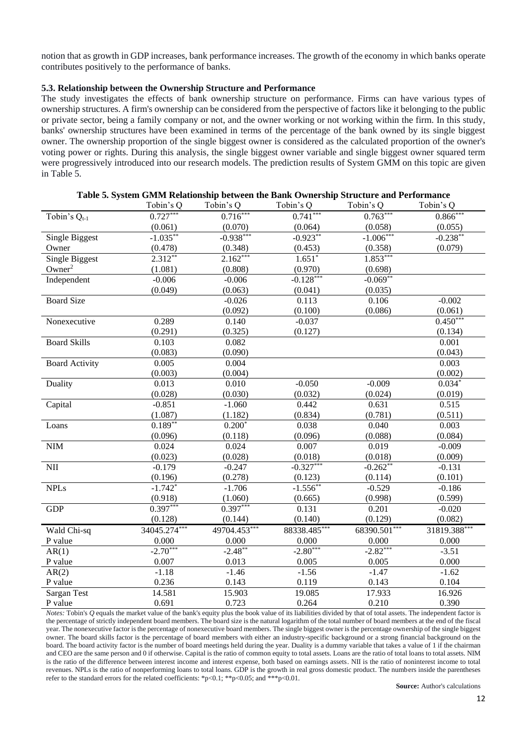notion that as growth in GDP increases, bank performance increases. The growth of the economy in which banks operate contributes positively to the performance of banks.

### 5.3. Relationship between the Ownership Structure and Performance

The study investigates the effects of bank ownership structure on performance. Firms can have various types of ownership structures. A firm's ownership can be considered from the perspective of factors like it belonging to the public or private sector, being a family company or not, and the owner working or not working within the firm. In this study, banks' ownership structures have been examined in terms of the percentage of the bank owned by its single biggest owner. The ownership proportion of the single biggest owner is considered as the calculated proportion of the owner's voting power or rights. During this analysis, the single biggest owner variable and single biggest owner squared term were progressively introduced into our research models. The prediction results of System GMM on this topic are given in Table 5.

**Table 5. System GMM Relationship between the Bank Ownership Structure and Performance**

| | Tobin's Q | Tobin's Q | Tobin's Q | Tobin's Q | Tobin's Q |
|---|---|---|---|---|---|
| Tobin's $Q_{t-1}$ | $0.727^{***}$ | $0.716^{***}$ | $0.741^{***}$ | $0.763^{***}$ | $0.866^{***}$ |
| | (0.061) | (0.070) | (0.064) | (0.058) | (0.055) |
| Single Biggest Owner | $-1.035^{**}$ | $-0.938^{***}$ | $-0.923^{**}$ | $-1.006^{***}$ | $-0.238^{**}$ |
| | (0.478) | (0.348) | (0.453) | (0.358) | (0.079) |
| Single Biggest Owner$^2$ | $2.312^{**}$ | $2.162^{***}$ | $1.651^{*}$ | $1.853^{***}$ | |
| | (1.081) | (0.808) | (0.970) | (0.698) | |
| Independent | -0.006 | -0.006 | $-0.128^{***}$ | $-0.069^{**}$ | |
| | (0.049) | (0.063) | (0.041) | (0.035) | |
| Board Size | | -0.026 | 0.113 | 0.106 | -0.002 |
| | | (0.092) | (0.100) | (0.086) | (0.061) |
| Nonexecutive | 0.289 | 0.140 | -0.037 | | $0.450^{***}$ |
| | (0.291) | (0.325) | (0.127) | | (0.134) |
| Board Skills | 0.103 | 0.082 | | | 0.001 |
| | (0.083) | (0.090) | | | (0.043) |
| Board Activity | 0.005 | 0.004 | | | 0.003 |
| | (0.003) | (0.004) | | | (0.002) |
| Duality | 0.013 | 0.010 | -0.050 | -0.009 | $0.034^{*}$ |
| | (0.028) | (0.030) | (0.032) | (0.024) | (0.019) |
| Capital | -0.851 | -1.060 | 0.442 | 0.631 | 0.515 |
| | (1.087) | (1.182) | (0.834) | (0.781) | (0.511) |
| Loans | $0.189^{**}$ | $0.200^{*}$ | 0.038 | 0.040 | 0.003 |
| | (0.096) | (0.118) | (0.096) | (0.088) | (0.084) |
| NIM | 0.024 | 0.024 | 0.007 | 0.019 | -0.009 |
| | (0.023) | (0.028) | (0.018) | (0.018) | (0.009) |
| NII | -0.179 | -0.247 | $-0.327^{***}$ | $-0.262^{**}$ | -0.131 |
| | (0.196) | (0.278) | (0.123) | (0.114) | (0.101) |
| NPLs | $-1.742^{*}$ | -1.706 | $-1.556^{**}$ | -0.529 | -0.186 |
| | (0.918) | (1.060) | (0.665) | (0.998) | (0.599) |
| GDP | $0.397^{***}$ | $0.397^{***}$ | 0.131 | 0.201 | -0.020 |
| | (0.128) | (0.144) | (0.140) | (0.129) | (0.082) |
| Wald Chi-sq | $34045.274^{***}$ | $49704.453^{***}$ | $88338.485^{***}$ | $68390.501^{***}$ | $31819.388^{***}$ |
| P value | 0.000 | 0.000 | 0.000 | 0.000 | 0.000 |
| AR(1) | $-2.70^{***}$ | $-2.48^{**}$ | $-2.80^{***}$ | $-2.82^{***}$ | -3.51 |
| P value | 0.007 | 0.013 | 0.005 | 0.005 | 0.000 |
| AR(2) | -1.18 | -1.46 | -1.56 | -1.47 | -1.62 |
| P value | 0.236 | 0.143 | 0.119 | 0.143 | 0.104 |
| Sargan Test | 14.581 | 15.903 | 19.085 | 17.933 | 16.926 |
| P value | 0.691 | 0.723 | 0.264 | 0.210 | 0.390 |

*Notes:* Tobin's *Q* equals the market value of the bank's equity plus the book value of its liabilities divided by that of total assets. The independent factor is the percentage of strictly independent board members. The board size is the natural logarithm of the total number of board members at the end of the fiscal year. The nonexecutive factor is the percentage of nonexecutive board members. The single biggest owner is the percentage ownership of the single biggest owner. The board skills factor is the percentage of board members with either an industry-specific background or a strong financial background on the board. The board activity factor is the number of board meetings held during the year. Duality is a dummy variable that takes a value of 1 if the chairman and CEO are the same person and 0 if otherwise. Capital is the ratio of common equity to total assets. Loans are the ratio of total loans to total assets. NIM is the ratio of the difference between interest income and interest expense, both based on earnings assets. NII is the ratio of noninterest income to total revenues. NPLs is the ratio of nonperforming loans to total loans. GDP is the growth in real gross domestic product. The numbers inside the parentheses refer to the standard errors for the related coefficients: *p<0.1; **p<0.05; and ***p<0.01.

**Source:** Author's calculations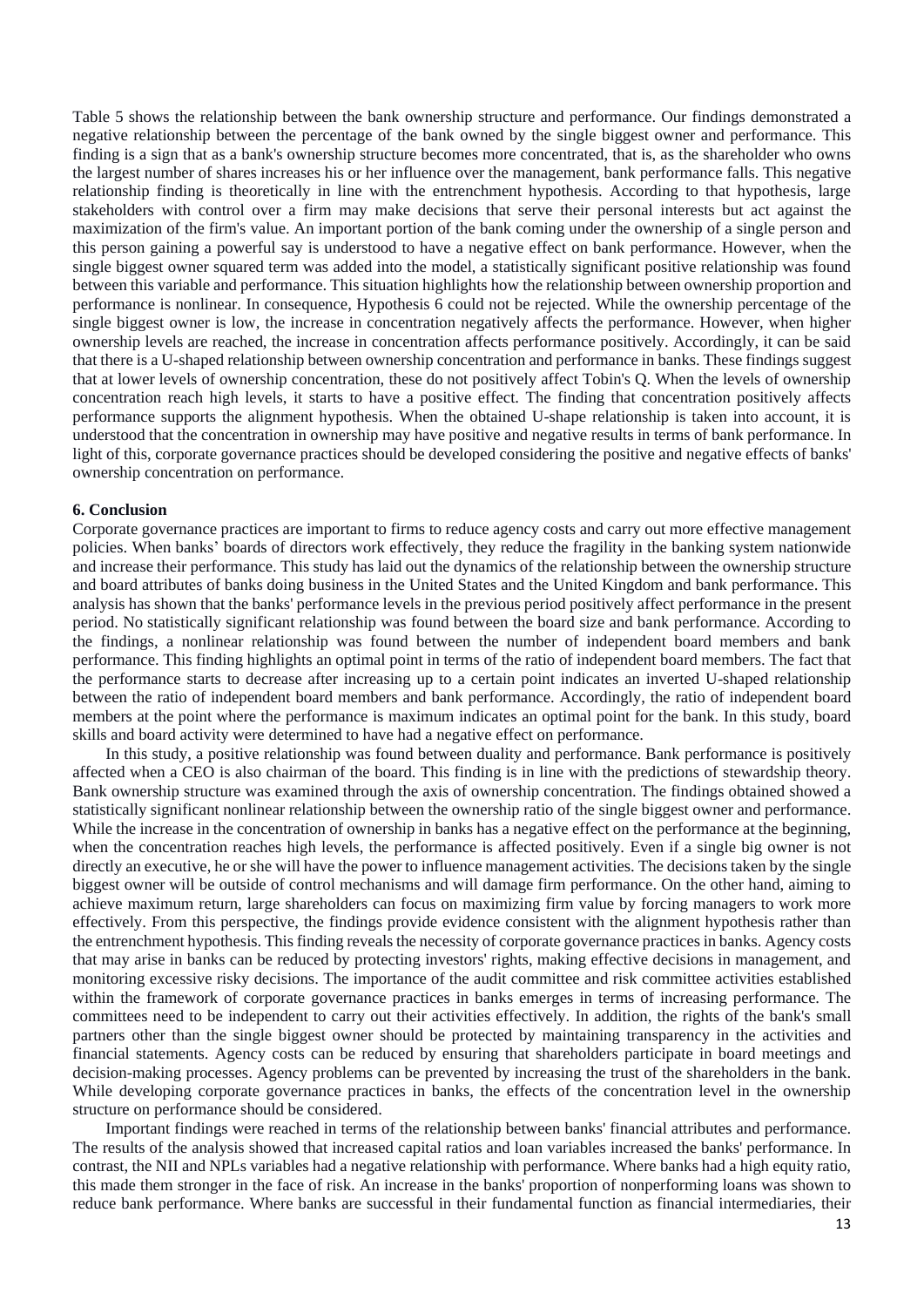Table 5 shows the relationship between the bank ownership structure and performance. Our findings demonstrated a negative relationship between the percentage of the bank owned by the single biggest owner and performance. This finding is a sign that as a bank's ownership structure becomes more concentrated, that is, as the shareholder who owns the largest number of shares increases his or her influence over the management, bank performance falls. This negative relationship finding is theoretically in line with the entrenchment hypothesis. According to that hypothesis, large stakeholders with control over a firm may make decisions that serve their personal interests but act against the maximization of the firm's value. An important portion of the bank coming under the ownership of a single person and this person gaining a powerful say is understood to have a negative effect on bank performance. However, when the single biggest owner squared term was added into the model, a statistically significant positive relationship was found between this variable and performance. This situation highlights how the relationship between ownership proportion and performance is nonlinear. In consequence, Hypothesis 6 could not be rejected. While the ownership percentage of the single biggest owner is low, the increase in concentration negatively affects the performance. However, when higher ownership levels are reached, the increase in concentration affects performance positively. Accordingly, it can be said that there is a U-shaped relationship between ownership concentration and performance in banks. These findings suggest that at lower levels of ownership concentration, these do not positively affect Tobin's Q. When the levels of ownership concentration reach high levels, it starts to have a positive effect. The finding that concentration positively affects performance supports the alignment hypothesis. When the obtained U-shape relationship is taken into account, it is understood that the concentration in ownership may have positive and negative results in terms of bank performance. In light of this, corporate governance practices should be developed considering the positive and negative effects of banks' ownership concentration on performance.

## 6. Conclusion

Corporate governance practices are important to firms to reduce agency costs and carry out more effective management policies. When banks' boards of directors work effectively, they reduce the fragility in the banking system nationwide and increase their performance. This study has laid out the dynamics of the relationship between the ownership structure and board attributes of banks doing business in the United States and the United Kingdom and bank performance. This analysis has shown that the banks' performance levels in the previous period positively affect performance in the present period. No statistically significant relationship was found between the board size and bank performance. According to the findings, a nonlinear relationship was found between the number of independent board members and bank performance. This finding highlights an optimal point in terms of the ratio of independent board members. The fact that the performance starts to decrease after increasing up to a certain point indicates an inverted U-shaped relationship between the ratio of independent board members and bank performance. Accordingly, the ratio of independent board members at the point where the performance is maximum indicates an optimal point for the bank. In this study, board skills and board activity were determined to have had a negative effect on performance.

In this study, a positive relationship was found between duality and performance. Bank performance is positively affected when a CEO is also chairman of the board. This finding is in line with the predictions of stewardship theory. Bank ownership structure was examined through the axis of ownership concentration. The findings obtained showed a statistically significant nonlinear relationship between the ownership ratio of the single biggest owner and performance. While the increase in the concentration of ownership in banks has a negative effect on the performance at the beginning, when the concentration reaches high levels, the performance is affected positively. Even if a single big owner is not directly an executive, he or she will have the power to influence management activities. The decisions taken by the single biggest owner will be outside of control mechanisms and will damage firm performance. On the other hand, aiming to achieve maximum return, large shareholders can focus on maximizing firm value by forcing managers to work more effectively. From this perspective, the findings provide evidence consistent with the alignment hypothesis rather than the entrenchment hypothesis. This finding reveals the necessity of corporate governance practices in banks. Agency costs that may arise in banks can be reduced by protecting investors' rights, making effective decisions in management, and monitoring excessive risky decisions. The importance of the audit committee and risk committee activities established within the framework of corporate governance practices in banks emerges in terms of increasing performance. The committees need to be independent to carry out their activities effectively. In addition, the rights of the bank's small partners other than the single biggest owner should be protected by maintaining transparency in the activities and financial statements. Agency costs can be reduced by ensuring that shareholders participate in board meetings and decision-making processes. Agency problems can be prevented by increasing the trust of the shareholders in the bank. While developing corporate governance practices in banks, the effects of the concentration level in the ownership structure on performance should be considered.

Important findings were reached in terms of the relationship between banks' financial attributes and performance. The results of the analysis showed that increased capital ratios and loan variables increased the banks' performance. In contrast, the NII and NPLs variables had a negative relationship with performance. Where banks had a high equity ratio, this made them stronger in the face of risk. An increase in the banks' proportion of nonperforming loans was shown to reduce bank performance. Where banks are successful in their fundamental function as financial intermediaries, their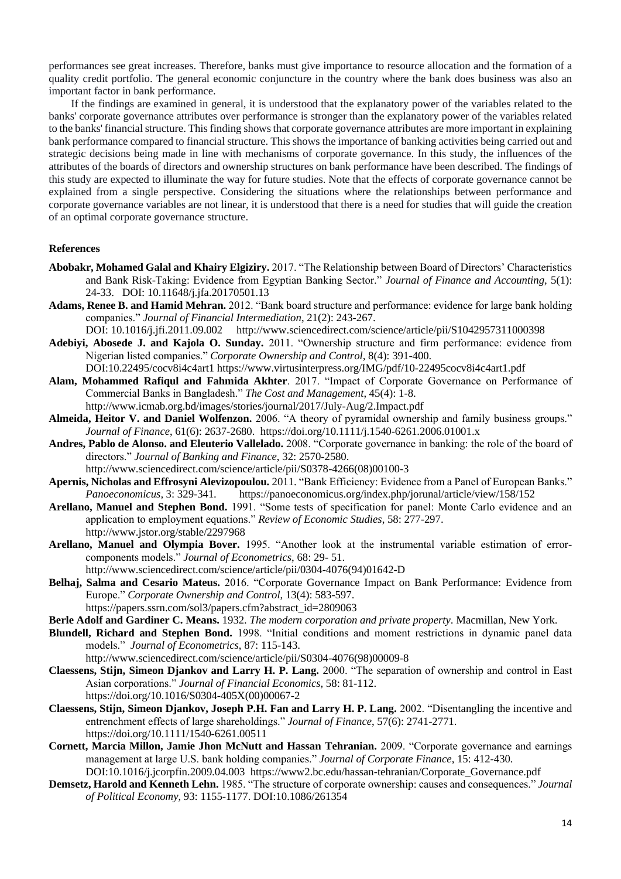performances see great increases. Therefore, banks must give importance to resource allocation and the formation of a quality credit portfolio. The general economic conjuncture in the country where the bank does business was also an important factor in bank performance.

If the findings are examined in general, it is understood that the explanatory power of the variables related to the banks' corporate governance attributes over performance is stronger than the explanatory power of the variables related to the banks' financial structure. This finding shows that corporate governance attributes are more important in explaining bank performance compared to financial structure. This shows the importance of banking activities being carried out and strategic decisions being made in line with mechanisms of corporate governance. In this study, the influences of the attributes of the boards of directors and ownership structures on bank performance have been described. The findings of this study are expected to illuminate the way for future studies. Note that the effects of corporate governance cannot be explained from a single perspective. Considering the situations where the relationships between performance and corporate governance variables are not linear, it is understood that there is a need for studies that will guide the creation of an optimal corporate governance structure.

## References

**Abobakr, Mohamed Galal and Khairy Elgiziry.** 2017. "The Relationship between Board of Directors' Characteristics and Bank Risk-Taking: Evidence from Egyptian Banking Sector." *Journal of Finance and Accounting*, 5(1): 24-33. DOI: 10.11648/j.jfa.20170501.13

**Adams, Renee B. and Hamid Mehran.** 2012. "Bank board structure and performance: evidence for large bank holding companies." *Journal of Financial Intermediation*, 21(2): 243-267. DOI: 10.1016/j.jfi.2011.09.002 http://www.sciencedirect.com/science/article/pii/S1042957311000398

**Adebiyi, Abosede J. and Kajola O. Sunday.** 2011. "Ownership structure and firm performance: evidence from Nigerian listed companies." *Corporate Ownership and Control*, 8(4): 391-400. DOI:10.22495/cocv8i4c4art1 https://www.virtusinterpress.org/IMG/pdf/10-22495cocv8i4c4art1.pdf

**Alam, Mohammed Rafiqul and Fahmida Akhter**. 2017. "Impact of Corporate Governance on Performance of Commercial Banks in Bangladesh." *The Cost and Management*, 45(4): 1-8. http://www.icmab.org.bd/images/stories/journal/2017/July-Aug/2.Impact.pdf

**Almeida, Heitor V. and Daniel Wolfenzon.** 2006. "A theory of pyramidal ownership and family business groups." *Journal of Finance*, 61(6): 2637-2680. https://doi.org/10.1111/j.1540-6261.2006.01001.x

**Andres, Pablo de Alonso. and Eleuterio Vallelado.** 2008. "Corporate governance in banking: the role of the board of directors." *Journal of Banking and Finance*, 32: 2570-2580. http://www.sciencedirect.com/science/article/pii/S0378-4266(08)00100-3

**Apernis, Nicholas and Effrosyni Alevizopoulou.** 2011. "Bank Efficiency: Evidence from a Panel of European Banks." *Panoeconomicus,* 3: 329-341. https://panoeconomicus.org/index.php/jorunal/article/view/158/152

**Arellano, Manuel and Stephen Bond.** 1991. "Some tests of specification for panel: Monte Carlo evidence and an application to employment equations." *Review of Economic Studies*, 58: 277-297. http://www.jstor.org/stable/2297968

**Arellano, Manuel and Olympia Bover.** 1995. "Another look at the instrumental variable estimation of error-components models." *Journal of Econometrics*, 68: 29- 51. http://www.sciencedirect.com/science/article/pii/0304-4076(94)01642-D

**Belhaj, Salma and Cesario Mateus.** 2016. "Corporate Governance Impact on Bank Performance: Evidence from Europe." *Corporate Ownership and Control*, 13(4): 583-597. https://papers.ssrn.com/sol3/papers.cfm?abstract_id=2809063

**Berle Adolf and Gardiner C. Means.** 1932. *The modern corporation and private property*. Macmillan, New York.

**Blundell, Richard and Stephen Bond.** 1998. "Initial conditions and moment restrictions in dynamic panel data models." *Journal of Econometrics*, 87: 115-143. http://www.sciencedirect.com/science/article/pii/S0304-4076(98)00009-8

**Claessens, Stijn, Simeon Djankov and Larry H. P. Lang.** 2000. "The separation of ownership and control in East Asian corporations." *Journal of Financial Economics,* 58: 81-112. https://doi.org/10.1016/S0304-405X(00)00067-2

**Claessens, Stijn, Simeon Djankov, Joseph P.H. Fan and Larry H. P. Lang.** 2002. "Disentangling the incentive and entrenchment effects of large shareholdings." *Journal of Finance*, 57(6): 2741-2771. https://doi.org/10.1111/1540-6261.00511

**Cornett, Marcia Millon, Jamie Jhon McNutt and Hassan Tehranian.** 2009. "Corporate governance and earnings management at large U.S. bank holding companies." *Journal of Corporate Finance*, 15: 412-430. DOI:10.1016/j.jcorpfin.2009.04.003 https://www2.bc.edu/hassan-tehranian/Corporate_Governance.pdf

**Demsetz, Harold and Kenneth Lehn.** 1985. "The structure of corporate ownership: causes and consequences." *Journal of Political Economy*, 93: 1155-1177. DOI:10.1086/261354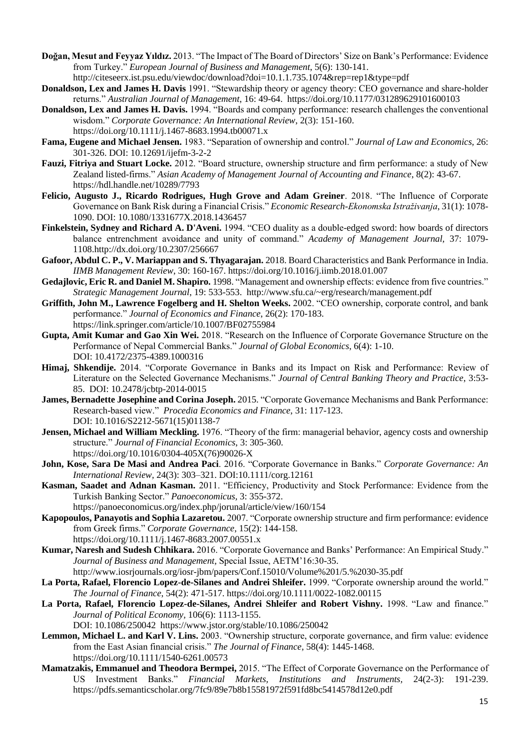**Doğan, Mesut and Feyyaz Yıldız.** 2013. "The Impact of The Board of Directors' Size on Bank's Performance: Evidence from Turkey." *European Journal of Business and Management,* 5(6): 130-141. http://citeseerx.ist.psu.edu/viewdoc/download?doi=10.1.1.735.1074&rep=rep1&type=pdf

**Donaldson, Lex and James H. Davis** 1991. "Stewardship theory or agency theory: CEO governance and share-holder returns." *Australian Journal of Management*, 16: 49-64. https://doi.org/10.1177/031289629101600103

**Donaldson, Lex and James H. Davis.** 1994. "Boards and company performance: research challenges the conventional wisdom." *Corporate Governance: An International Review*, 2(3): 151-160. https://doi.org/10.1111/j.1467-8683.1994.tb00071.x

**Fama, Eugene and Michael Jensen.** 1983. "Separation of ownership and control." *Journal of Law and Economics,* 26: 301-326. DOI: 10.12691/ijefm-3-2-2

**Fauzi, Fitriya and Stuart Locke.** 2012. "Board structure, ownership structure and firm performance: a study of New Zealand listed-firms." *Asian Academy of Management Journal of Accounting and Finance*, 8(2): 43-67. https://hdl.handle.net/10289/7793

**Felicio, Augusto J., Ricardo Rodrigues, Hugh Grove and Adam Greiner**. 2018. "The Influence of Corporate Governance on Bank Risk during a Financial Crisis." *Economic Research-Ekonomska Istraživanja*, 31(1): 1078-1090. DOI: 10.1080/1331677X.2018.1436457

**Finkelstein, Sydney and Richard A. D'Aveni.** 1994. "CEO duality as a double-edged sword: how boards of directors balance entrenchment avoidance and unity of command." *Academy of Management Journal,* 37: 1079-1108.http://dx.doi.org/10.2307/256667

**Gafoor, Abdul C. P., V. Mariappan and S. Thyagarajan.** 2018. Board Characteristics and Bank Performance in India. *IIMB Management Review*, 30: 160-167. https://doi.org/10.1016/j.iimb.2018.01.007

**Gedajlovic, Eric R. and Daniel M. Shapiro.** 1998. "Management and ownership effects: evidence from five countries." *Strategic Management Journal*, 19: 533-553. http://www.sfu.ca/~erg/research/management.pdf

**Griffith, John M., Lawrence Fogelberg and H. Shelton Weeks.** 2002. "CEO ownership, corporate control, and bank performance." *Journal of Economics and Finance*, 26(2): 170-183. https://link.springer.com/article/10.1007/BF02755984

**Gupta, Amit Kumar and Gao Xin Wei.** 2018. "Research on the Influence of Corporate Governance Structure on the Performance of Nepal Commercial Banks." *Journal of Global Economics*, 6(4): 1-10. DOI: 10.4172/2375-4389.1000316

**Himaj, Shkendije.** 2014. "Corporate Governance in Banks and its Impact on Risk and Performance: Review of Literature on the Selected Governance Mechanisms." *Journal of Central Banking Theory and Practice*, 3:53-85. DOI: 10.2478/jcbtp-2014-0015

**James, Bernadette Josephine and Corina Joseph.** 2015. "Corporate Governance Mechanisms and Bank Performance: Research-based view." *Procedia Economics and Finance*, 31: 117-123. DOI: 10.1016/S2212-5671(15)01138-7

**Jensen, Michael and William Meckling.** 1976. "Theory of the firm: managerial behavior, agency costs and ownership structure." *Journal of Financial Economics*, 3: 305-360. https://doi.org/10.1016/0304-405X(76)90026-X

**John, Kose, Sara De Masi and Andrea Paci**. 2016. "Corporate Governance in Banks." *Corporate Governance: An International Review,* 24(3): 303–321. DOI:10.1111/corg.12161

**Kasman, Saadet and Adnan Kasman.** 2011. "Efficiency, Productivity and Stock Performance: Evidence from the Turkish Banking Sector." *Panoeconomicus,* 3: 355-372. https://panoeconomicus.org/index.php/jorunal/article/view/160/154

**Kapopoulos, Panayotis and Sophia Lazaretou.** 2007. "Corporate ownership structure and firm performance: evidence from Greek firms." *Corporate Governance*, 15(2): 144-158. https://doi.org/10.1111/j.1467-8683.2007.00551.x

**Kumar, Naresh and Sudesh Chhikara.** 2016. "Corporate Governance and Banks' Performance: An Empirical Study." *Journal of Business and Management,* Special Issue, AETM'16:30-35. http://www.iosrjournals.org/iosr-jbm/papers/Conf.15010/Volume%201/5.%2030-35.pdf

**La Porta, Rafael, Florencio Lopez-de-Silanes and Andrei Shleifer.** 1999. "Corporate ownership around the world." *The Journal of Finance*, 54(2): 471-517. https://doi.org/10.1111/0022-1082.00115

**La Porta, Rafael, Florencio Lopez-de-Silanes, Andrei Shleifer and Robert Vishny.** 1998. "Law and finance." *Journal of Political Economy,* 106(6): 1113-1155. DOI: 10.1086/250042 https://www.jstor.org/stable/10.1086/250042

**Lemmon, Michael L. and Karl V. Lins.** 2003. "Ownership structure, corporate governance, and firm value: evidence from the East Asian financial crisis." *The Journal of Finance,* 58(4): 1445-1468. https://doi.org/10.1111/1540-6261.00573

**Mamatzakis, Emmanuel and Theodora Bermpei,** 2015. "The Effect of Corporate Governance on the Performance of US Investment Banks." *Financial Markets, Institutions and Instruments,* 24(2-3): 191-239. https://pdfs.semanticscholar.org/7fc9/89e7b8b15581972f591fd8bc5414578d12e0.pdf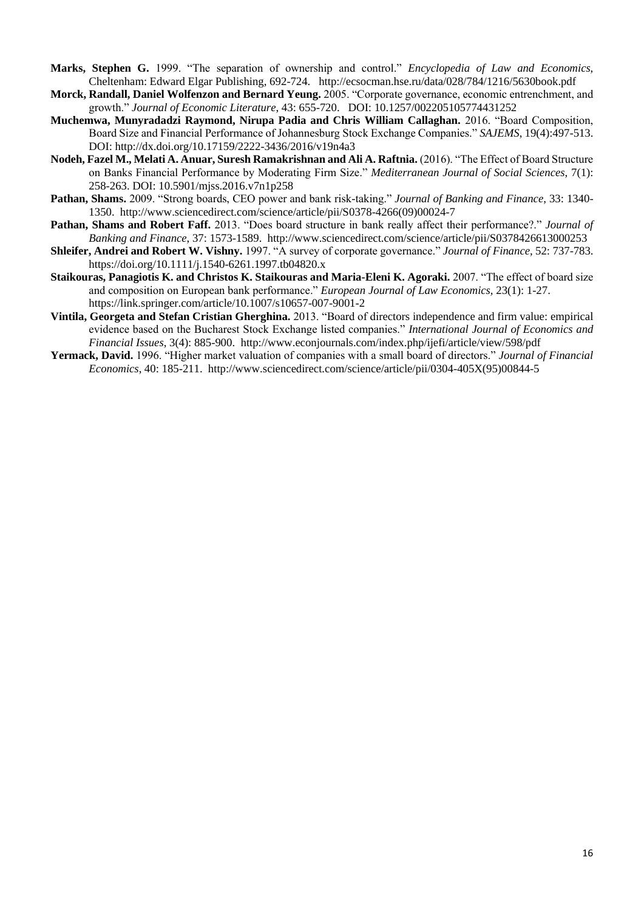**Marks, Stephen G.** 1999. "The separation of ownership and control." *Encyclopedia of Law and Economics,* Cheltenham: Edward Elgar Publishing, 692-724. http://ecsocman.hse.ru/data/028/784/1216/5630book.pdf

**Morck, Randall, Daniel Wolfenzon and Bernard Yeung.** 2005. "Corporate governance, economic entrenchment, and growth." *Journal of Economic Literature,* 43: 655-720. DOI: 10.1257/002205105774431252

**Muchemwa, Munyradadzi Raymond, Nirupa Padia and Chris William Callaghan.** 2016. "Board Composition, Board Size and Financial Performance of Johannesburg Stock Exchange Companies." *SAJEMS*, 19(4):497-513. DOI: http://dx.doi.org/10.17159/2222-3436/2016/v19n4a3

**Nodeh, Fazel M., Melati A. Anuar, Suresh Ramakrishnan and Ali A. Raftnia.** (2016). "The Effect of Board Structure on Banks Financial Performance by Moderating Firm Size." *Mediterranean Journal of Social Sciences,* 7(1): 258-263. DOI: 10.5901/mjss.2016.v7n1p258

**Pathan, Shams.** 2009. "Strong boards, CEO power and bank risk-taking." *Journal of Banking and Finance,* 33: 1340-1350. http://www.sciencedirect.com/science/article/pii/S0378-4266(09)00024-7

**Pathan, Shams and Robert Faff.** 2013. "Does board structure in bank really affect their performance?." *Journal of Banking and Finance,* 37: 1573-1589. http://www.sciencedirect.com/science/article/pii/S0378426613000253

**Shleifer, Andrei and Robert W. Vishny.** 1997. "A survey of corporate governance." *Journal of Finance*, 52: 737-783. https://doi.org/10.1111/j.1540-6261.1997.tb04820.x

**Staikouras, Panagiotis K. and Christos K. Staikouras and Maria-Eleni K. Agoraki.** 2007. "The effect of board size and composition on European bank performance." *European Journal of Law Economics*, 23(1): 1-27. https://link.springer.com/article/10.1007/s10657-007-9001-2

**Vintila, Georgeta and Stefan Cristian Gherghina.** 2013. "Board of directors independence and firm value: empirical evidence based on the Bucharest Stock Exchange listed companies." *International Journal of Economics and Financial Issues*, 3(4): 885-900. http://www.econjournals.com/index.php/ijefi/article/view/598/pdf

**Yermack, David.** 1996. "Higher market valuation of companies with a small board of directors." *Journal of Financial Economics*, 40: 185-211. http://www.sciencedirect.com/science/article/pii/0304-405X(95)00844-5